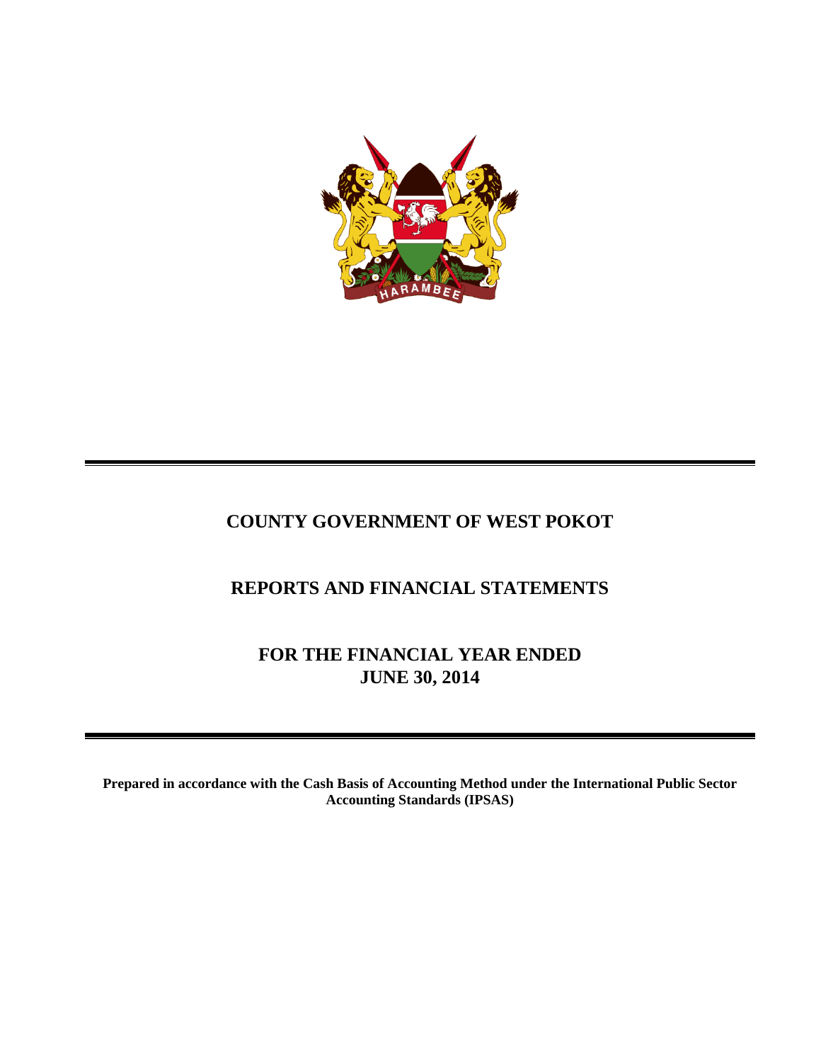# COUNTY GOVERNMENT OF WEST POKOT

## REPORTS AND FINANCIAL STATEMENTS

## FOR THE FINANCIAL YEAR ENDED JUNE 30, 2014

**Prepared in accordance with the Cash Basis of Accounting Method under the International Public Sector Accounting Standards (IPSAS)**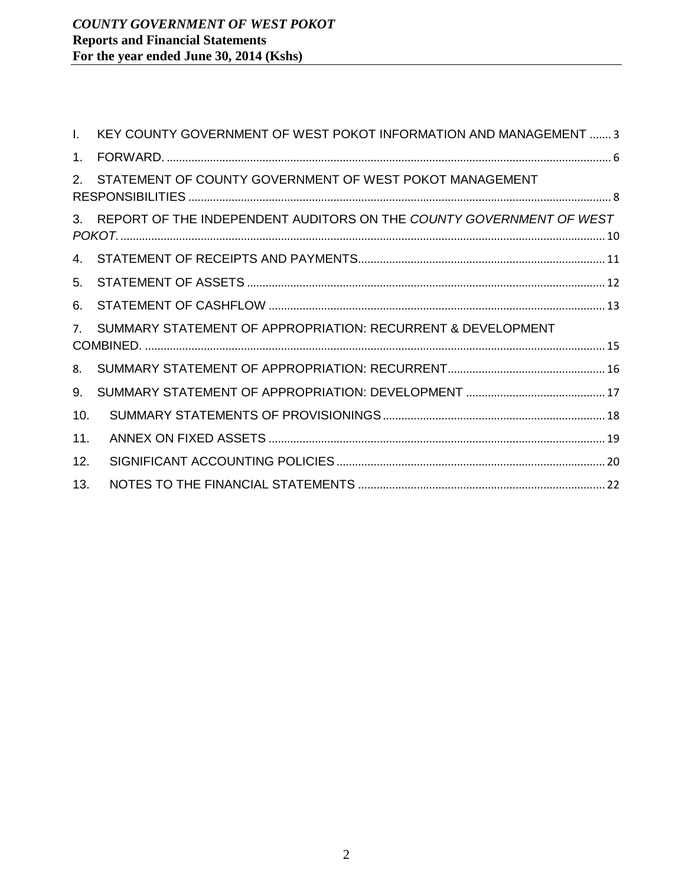I. KEY COUNTY GOVERNMENT OF WEST POKOT INFORMATION AND MANAGEMENT ....... 3

1. FORWARD. ........ 6

2. STATEMENT OF COUNTY GOVERNMENT OF WEST POKOT MANAGEMENT RESPONSIBILITIES ........ 8

3. REPORT OF THE INDEPENDENT AUDITORS ON THE *COUNTY GOVERNMENT OF WEST POKOT.* ........ 10

4. STATEMENT OF RECEIPTS AND PAYMENTS ........ 11

5. STATEMENT OF ASSETS ........ 12

6. STATEMENT OF CASHFLOW ........ 13

7. SUMMARY STATEMENT OF APPROPRIATION: RECURRENT & DEVELOPMENT COMBINED. ........ 15

8. SUMMARY STATEMENT OF APPROPRIATION: RECURRENT ........ 16

9. SUMMARY STATEMENT OF APPROPRIATION: DEVELOPMENT ........ 17

10. SUMMARY STATEMENTS OF PROVISIONINGS ........ 18

11. ANNEX ON FIXED ASSETS ........ 19

12. SIGNIFICANT ACCOUNTING POLICIES ........ 20

13. NOTES TO THE FINANCIAL STATEMENTS ........ 22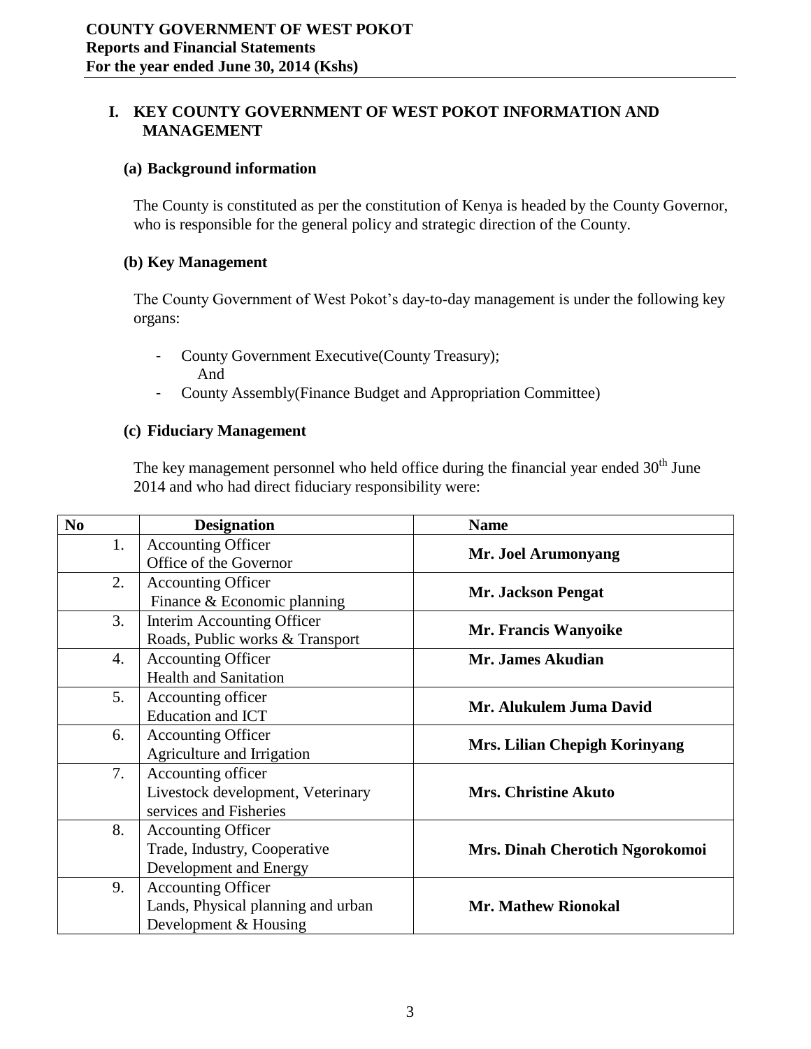# I. KEY COUNTY GOVERNMENT OF WEST POKOT INFORMATION AND MANAGEMENT

## (a) Background information

The County is constituted as per the constitution of Kenya is headed by the County Governor, who is responsible for the general policy and strategic direction of the County.

## (b) Key Management

The County Government of West Pokot's day-to-day management is under the following key organs:

- County Government Executive(County Treasury);
  And
- County Assembly(Finance Budget and Appropriation Committee)

## (c) Fiduciary Management

The key management personnel who held office during the financial year ended 30th June 2014 and who had direct fiduciary responsibility were:

| No | Designation | Name |
|---|---|---|
| 1. | Accounting Officer<br>Office of the Governor | **Mr. Joel Arumonyang** |
| 2. | Accounting Officer<br>Finance & Economic planning | **Mr. Jackson Pengat** |
| 3. | Interim Accounting Officer<br>Roads, Public works & Transport | **Mr. Francis Wanyoike** |
| 4. | Accounting Officer<br>Health and Sanitation | **Mr. James Akudian** |
| 5. | Accounting officer<br>Education and ICT | **Mr. Alukulem Juma David** |
| 6. | Accounting Officer<br>Agriculture and Irrigation | **Mrs. Lilian Chepigh Korinyang** |
| 7. | Accounting officer<br>Livestock development, Veterinary services and Fisheries | **Mrs. Christine Akuto** |
| 8. | Accounting Officer<br>Trade, Industry, Cooperative Development and Energy | **Mrs. Dinah Cherotich Ngorokomoi** |
| 9. | Accounting Officer<br>Lands, Physical planning and urban Development & Housing | **Mr. Mathew Rionokal** |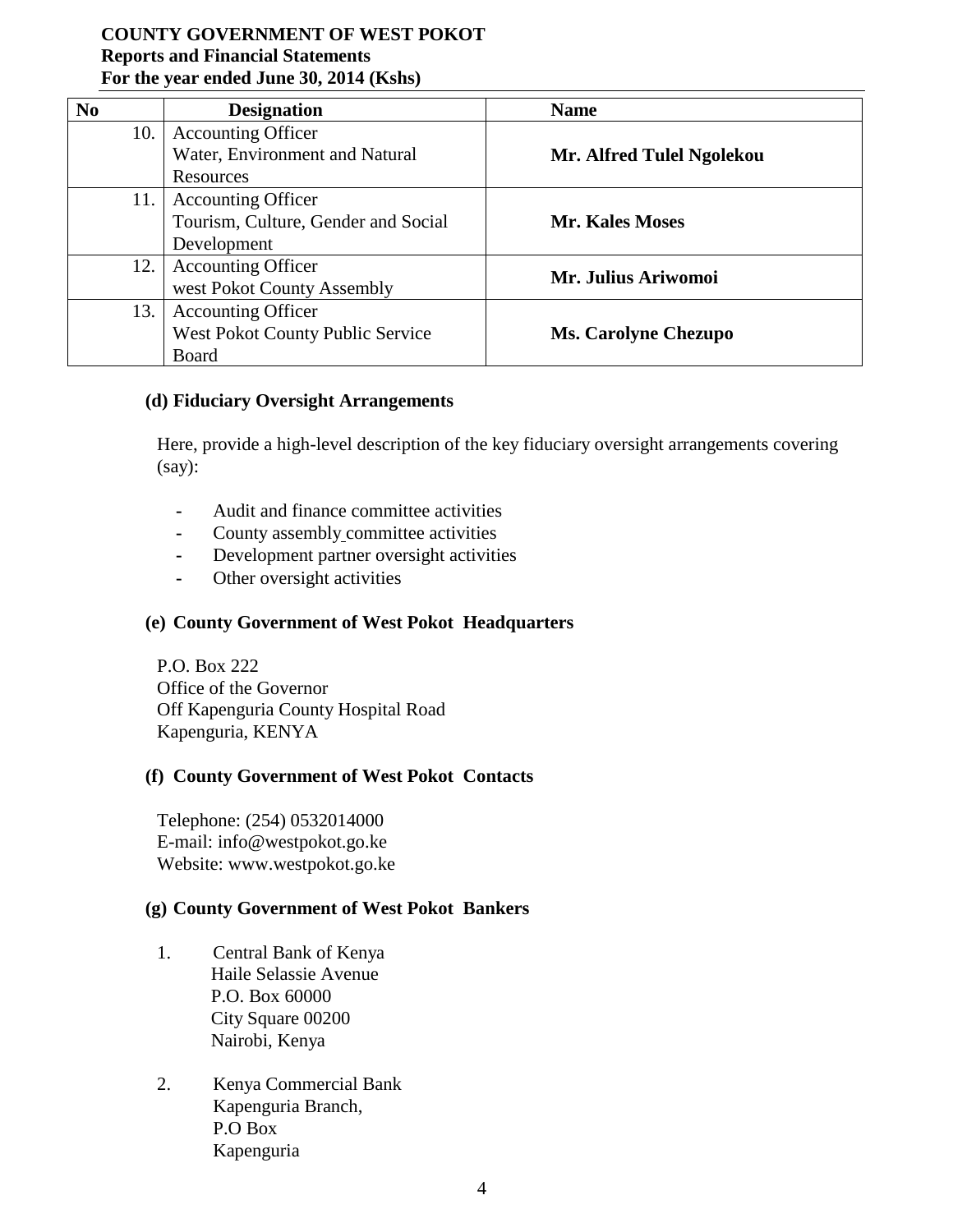| No | Designation | Name |
|---|---|---|
| 10. | Accounting Officer Water, Environment and Natural Resources | **Mr. Alfred Tulel Ngolekou** |
| 11. | Accounting Officer Tourism, Culture, Gender and Social Development | **Mr. Kales Moses** |
| 12. | Accounting Officer west Pokot County Assembly | **Mr. Julius Ariwomoi** |
| 13. | Accounting Officer West Pokot County Public Service Board | **Ms. Carolyne Chezupo** |

### (d) Fiduciary Oversight Arrangements

Here, provide a high-level description of the key fiduciary oversight arrangements covering (say):

- Audit and finance committee activities
- County assembly committee activities
- Development partner oversight activities
- Other oversight activities

### (e) County Government of West Pokot Headquarters

P.O. Box 222
Office of the Governor
Off Kapenguria County Hospital Road
Kapenguria, KENYA

### (f) County Government of West Pokot Contacts

Telephone: (254) 0532014000
E-mail: info@westpokot.go.ke
Website: www.westpokot.go.ke

### (g) County Government of West Pokot Bankers

1. Central Bank of Kenya
   Haile Selassie Avenue
   P.O. Box 60000
   City Square 00200
   Nairobi, Kenya

2. Kenya Commercial Bank
   Kapenguria Branch,
   P.O Box
   Kapenguria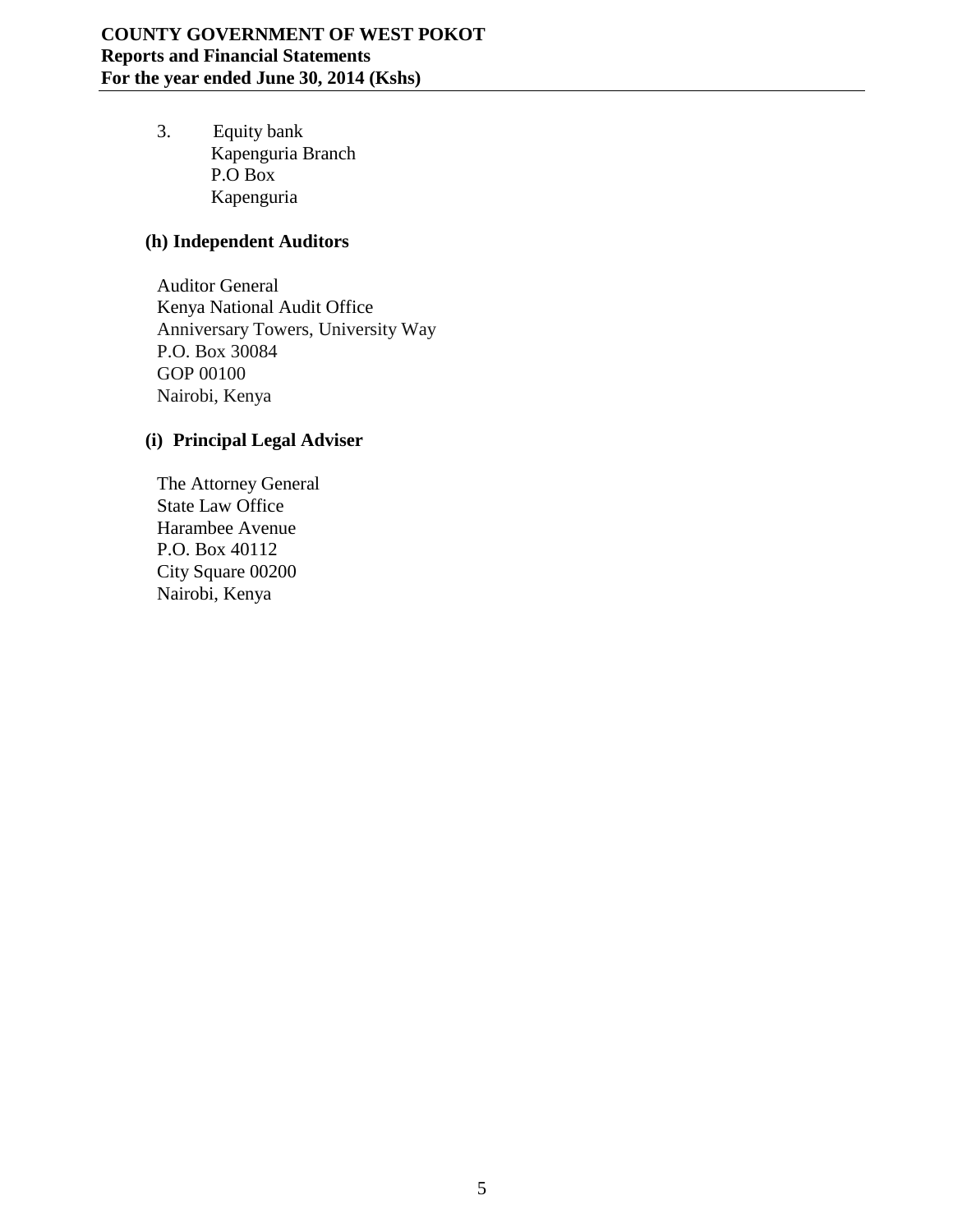3. Equity bank
   Kapenguria Branch
   P.O Box
   Kapenguria

### (h) Independent Auditors

Auditor General
Kenya National Audit Office
Anniversary Towers, University Way
P.O. Box 30084
GOP 00100
Nairobi, Kenya

### (i) Principal Legal Adviser

The Attorney General
State Law Office
Harambee Avenue
P.O. Box 40112
City Square 00200
Nairobi, Kenya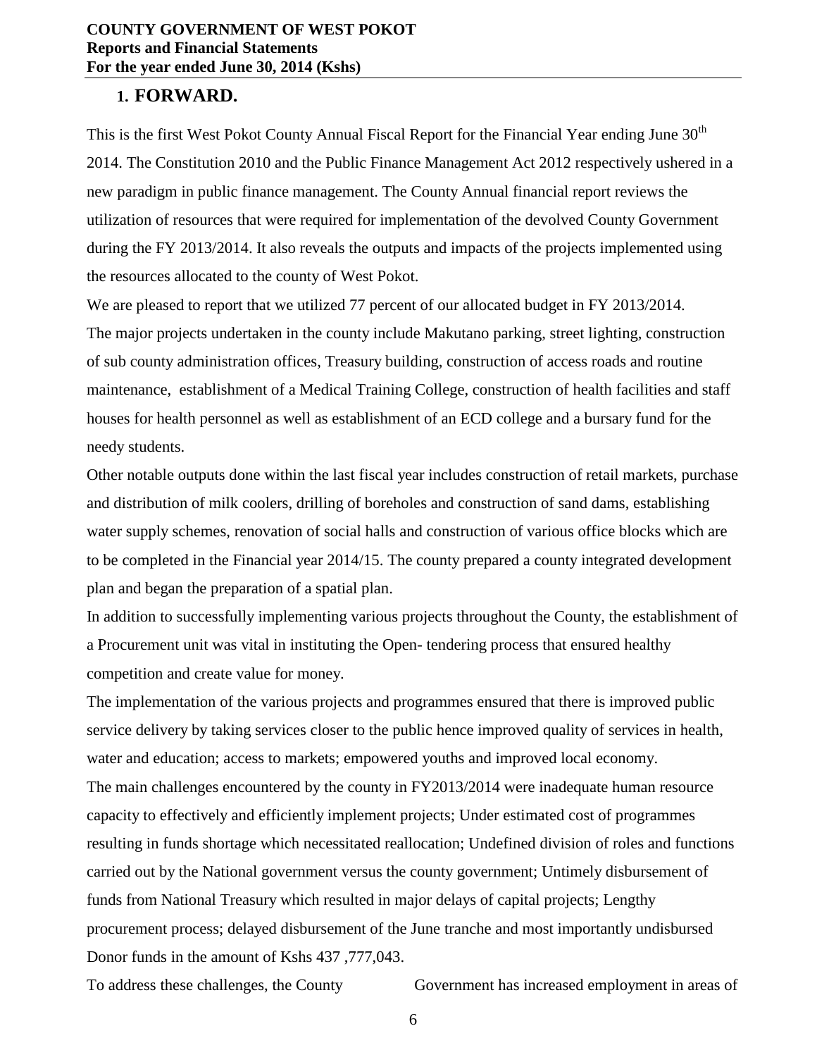## 1. FORWARD.

This is the first West Pokot County Annual Fiscal Report for the Financial Year ending June 30$^{th}$ 2014. The Constitution 2010 and the Public Finance Management Act 2012 respectively ushered in a new paradigm in public finance management. The County Annual financial report reviews the utilization of resources that were required for implementation of the devolved County Government during the FY 2013/2014. It also reveals the outputs and impacts of the projects implemented using the resources allocated to the county of West Pokot.

We are pleased to report that we utilized 77 percent of our allocated budget in FY 2013/2014.

The major projects undertaken in the county include Makutano parking, street lighting, construction of sub county administration offices, Treasury building, construction of access roads and routine maintenance, establishment of a Medical Training College, construction of health facilities and staff houses for health personnel as well as establishment of an ECD college and a bursary fund for the needy students.

Other notable outputs done within the last fiscal year includes construction of retail markets, purchase and distribution of milk coolers, drilling of boreholes and construction of sand dams, establishing water supply schemes, renovation of social halls and construction of various office blocks which are to be completed in the Financial year 2014/15. The county prepared a county integrated development plan and began the preparation of a spatial plan.

In addition to successfully implementing various projects throughout the County, the establishment of a Procurement unit was vital in instituting the Open- tendering process that ensured healthy competition and create value for money.

The implementation of the various projects and programmes ensured that there is improved public service delivery by taking services closer to the public hence improved quality of services in health, water and education; access to markets; empowered youths and improved local economy.

The main challenges encountered by the county in FY2013/2014 were inadequate human resource capacity to effectively and efficiently implement projects; Under estimated cost of programmes resulting in funds shortage which necessitated reallocation; Undefined division of roles and functions carried out by the National government versus the county government; Untimely disbursement of funds from National Treasury which resulted in major delays of capital projects; Lengthy procurement process; delayed disbursement of the June tranche and most importantly undisbursed Donor funds in the amount of Kshs 437 ,777,043.

To address these challenges, the County Government has increased employment in areas of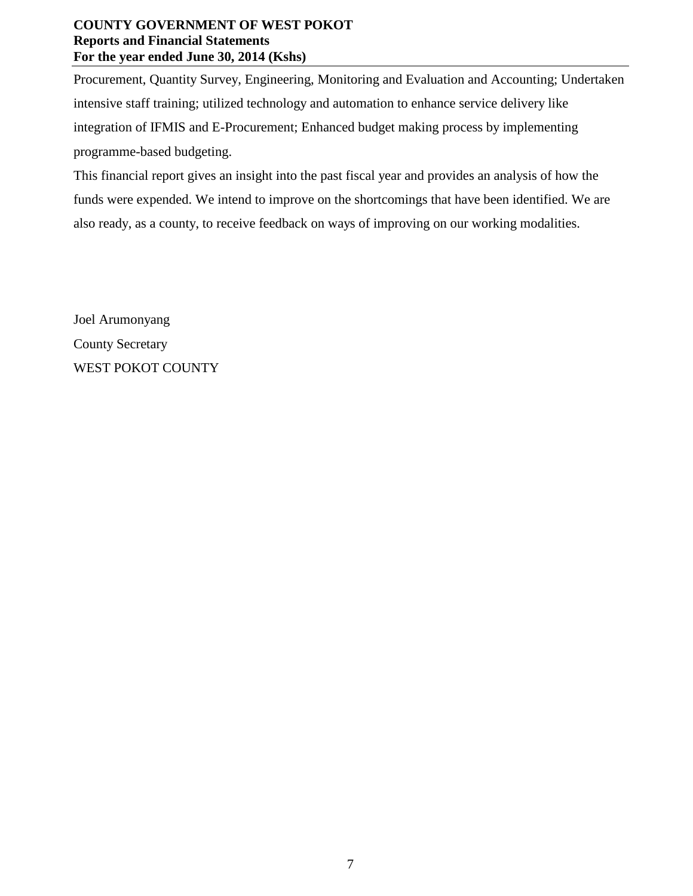Procurement, Quantity Survey, Engineering, Monitoring and Evaluation and Accounting; Undertaken intensive staff training; utilized technology and automation to enhance service delivery like integration of IFMIS and E-Procurement; Enhanced budget making process by implementing programme-based budgeting.

This financial report gives an insight into the past fiscal year and provides an analysis of how the funds were expended. We intend to improve on the shortcomings that have been identified. We are also ready, as a county, to receive feedback on ways of improving on our working modalities.

Joel Arumonyang

County Secretary

WEST POKOT COUNTY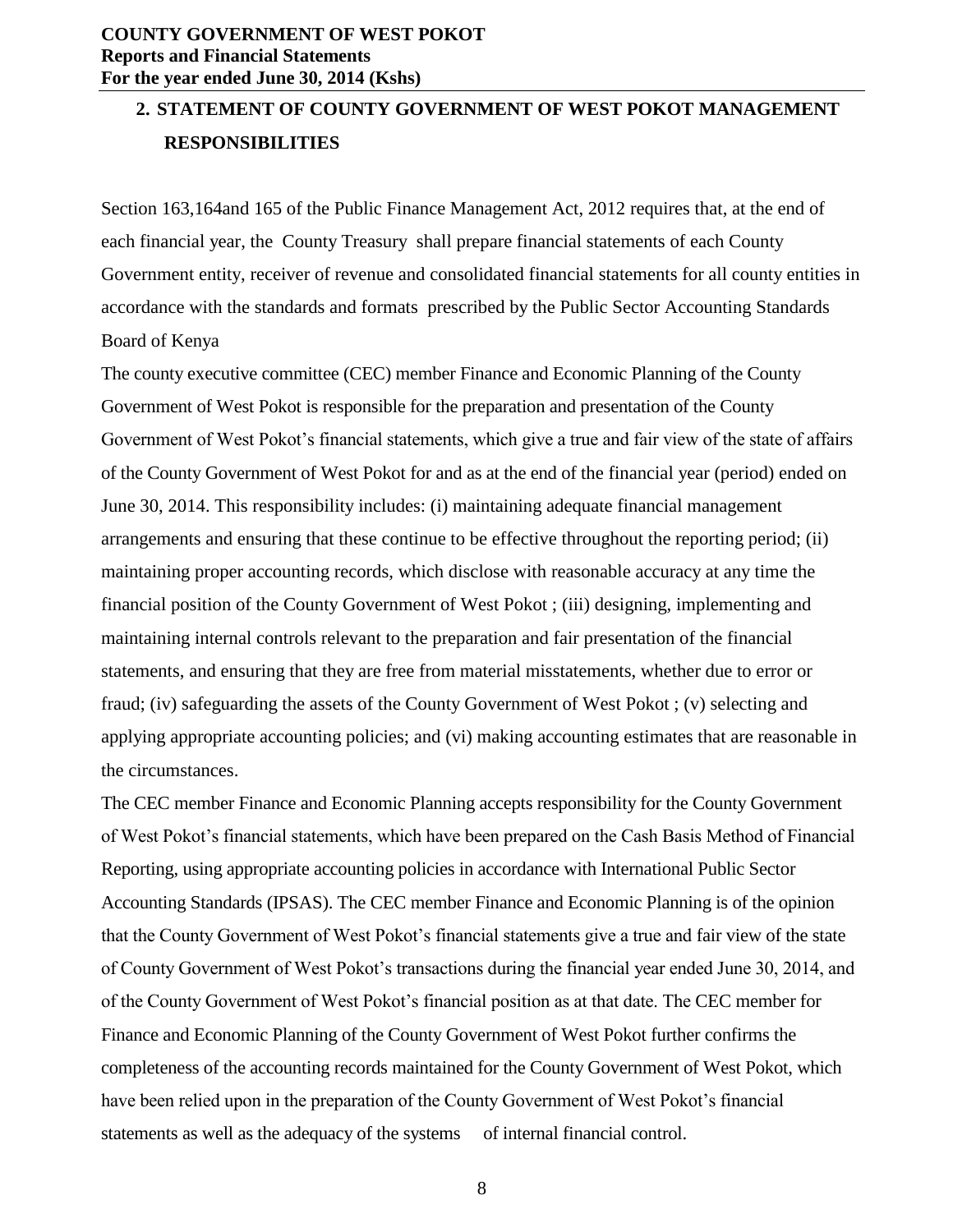## 2. STATEMENT OF COUNTY GOVERNMENT OF WEST POKOT MANAGEMENT RESPONSIBILITIES

Section 163,164and 165 of the Public Finance Management Act, 2012 requires that, at the end of each financial year, the County Treasury shall prepare financial statements of each County Government entity, receiver of revenue and consolidated financial statements for all county entities in accordance with the standards and formats prescribed by the Public Sector Accounting Standards Board of Kenya

The county executive committee (CEC) member Finance and Economic Planning of the County Government of West Pokot is responsible for the preparation and presentation of the County Government of West Pokot's financial statements, which give a true and fair view of the state of affairs of the County Government of West Pokot for and as at the end of the financial year (period) ended on June 30, 2014. This responsibility includes: (i) maintaining adequate financial management arrangements and ensuring that these continue to be effective throughout the reporting period; (ii) maintaining proper accounting records, which disclose with reasonable accuracy at any time the financial position of the County Government of West Pokot ; (iii) designing, implementing and maintaining internal controls relevant to the preparation and fair presentation of the financial statements, and ensuring that they are free from material misstatements, whether due to error or fraud; (iv) safeguarding the assets of the County Government of West Pokot ; (v) selecting and applying appropriate accounting policies; and (vi) making accounting estimates that are reasonable in the circumstances.

The CEC member Finance and Economic Planning accepts responsibility for the County Government of West Pokot's financial statements, which have been prepared on the Cash Basis Method of Financial Reporting, using appropriate accounting policies in accordance with International Public Sector Accounting Standards (IPSAS). The CEC member Finance and Economic Planning is of the opinion that the County Government of West Pokot's financial statements give a true and fair view of the state of County Government of West Pokot's transactions during the financial year ended June 30, 2014, and of the County Government of West Pokot's financial position as at that date. The CEC member for Finance and Economic Planning of the County Government of West Pokot further confirms the completeness of the accounting records maintained for the County Government of West Pokot, which have been relied upon in the preparation of the County Government of West Pokot's financial statements as well as the adequacy of the systems of internal financial control.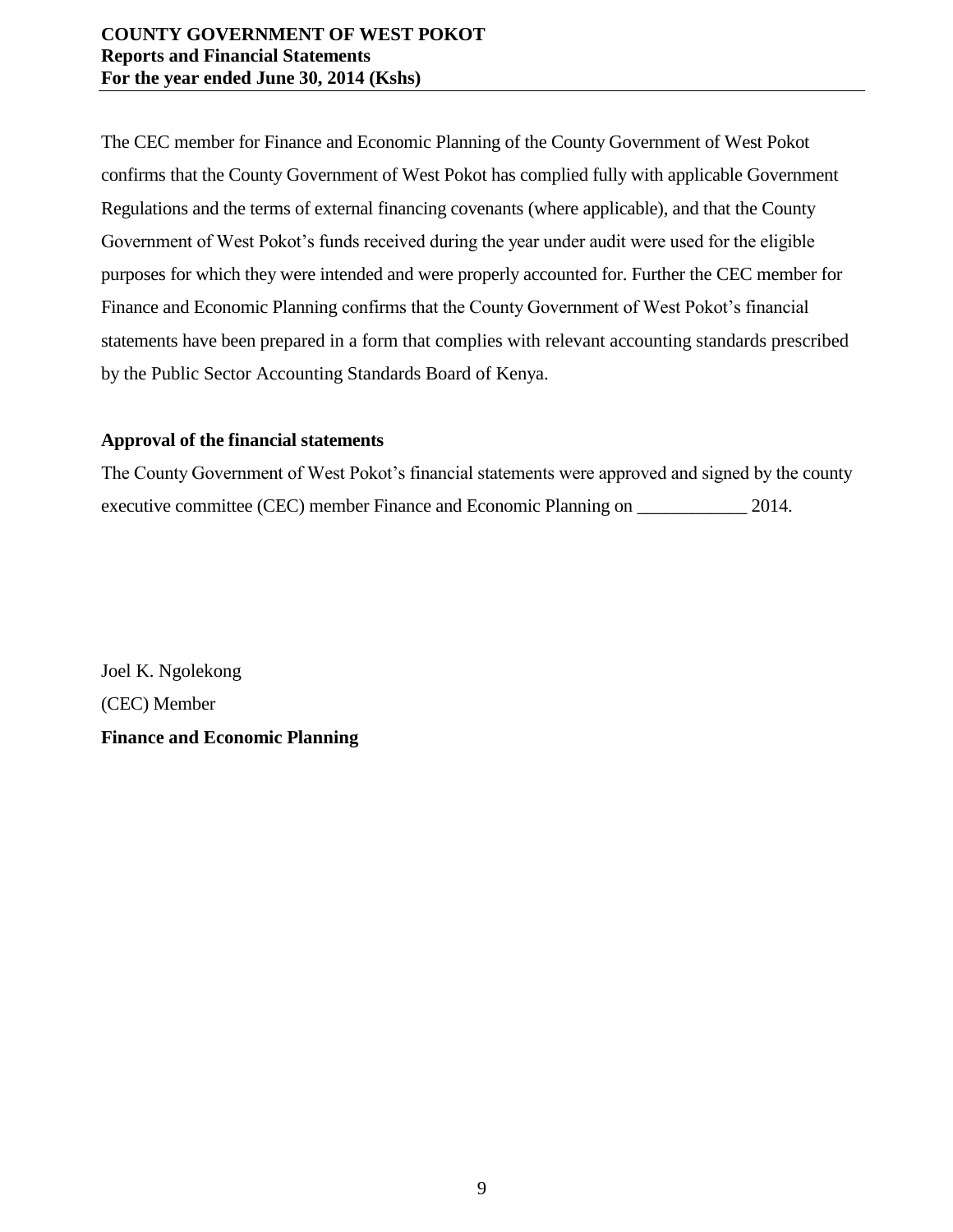The CEC member for Finance and Economic Planning of the County Government of West Pokot confirms that the County Government of West Pokot has complied fully with applicable Government Regulations and the terms of external financing covenants (where applicable), and that the County Government of West Pokot's funds received during the year under audit were used for the eligible purposes for which they were intended and were properly accounted for. Further the CEC member for Finance and Economic Planning confirms that the County Government of West Pokot's financial statements have been prepared in a form that complies with relevant accounting standards prescribed by the Public Sector Accounting Standards Board of Kenya.

**Approval of the financial statements**

The County Government of West Pokot's financial statements were approved and signed by the county executive committee (CEC) member Finance and Economic Planning on ____________ 2014.

Joel K. Ngolekong

(CEC) Member

**Finance and Economic Planning**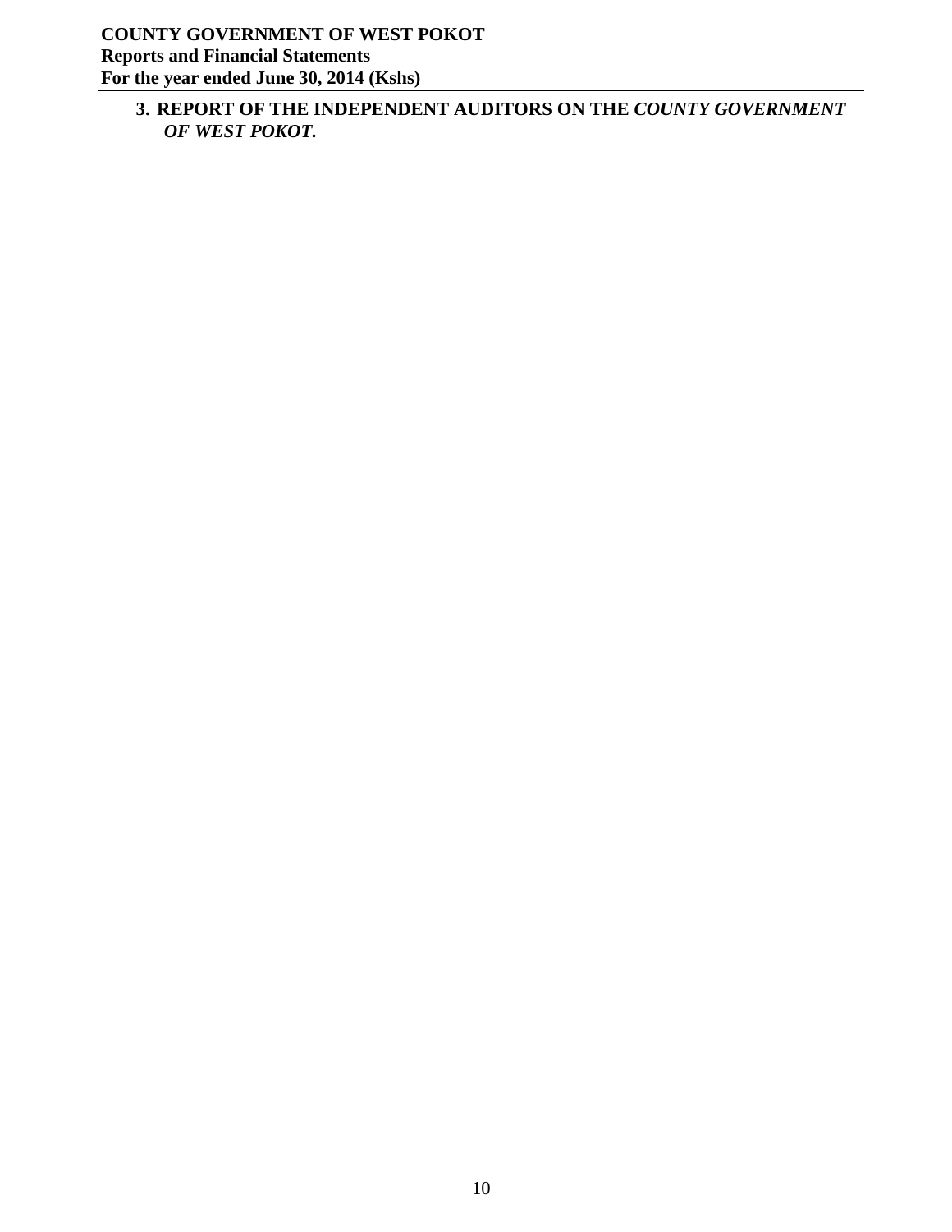## 3. REPORT OF THE INDEPENDENT AUDITORS ON THE *COUNTY GOVERNMENT OF WEST POKOT.*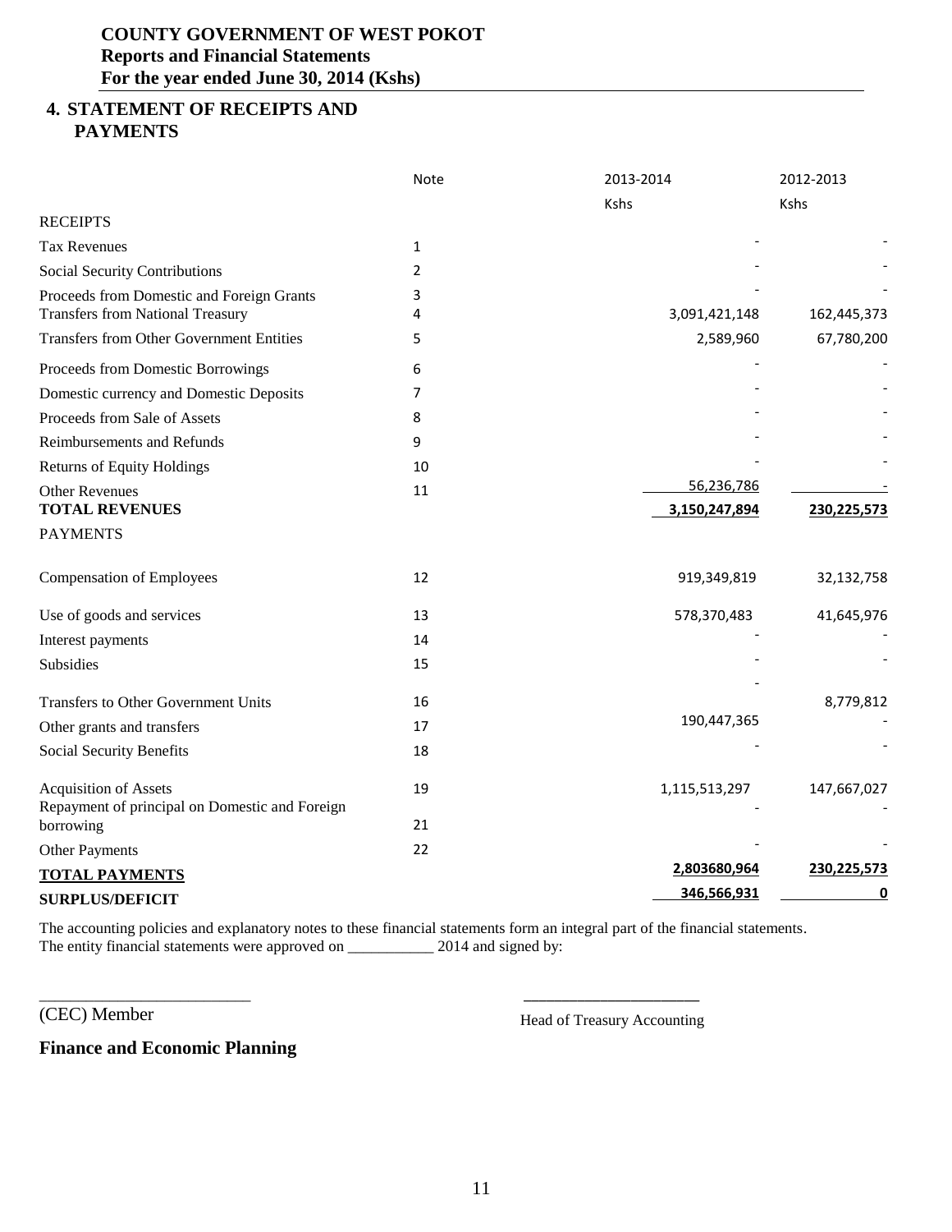## 4. STATEMENT OF RECEIPTS AND PAYMENTS

| | Note | 2013-2014 | 2012-2013 |
|---|---|---|---|
| | | Kshs | Kshs |
| RECEIPTS | | | |
| Tax Revenues | 1 | - | - |
| Social Security Contributions | 2 | - | - |
| Proceeds from Domestic and Foreign Grants | 3 | - | - |
| Transfers from National Treasury | 4 | 3,091,421,148 | 162,445,373 |
| Transfers from Other Government Entities | 5 | 2,589,960 | 67,780,200 |
| Proceeds from Domestic Borrowings | 6 | - | - |
| Domestic currency and Domestic Deposits | 7 | - | - |
| Proceeds from Sale of Assets | 8 | - | - |
| Reimbursements and Refunds | 9 | - | - |
| Returns of Equity Holdings | 10 | - | - |
| Other Revenues | 11 | 56,236,786 | - |
| **TOTAL REVENUES** | | **3,150,247,894** | **230,225,573** |
| PAYMENTS | | | |
| Compensation of Employees | 12 | 919,349,819 | 32,132,758 |
| Use of goods and services | 13 | 578,370,483 | 41,645,976 |
| Interest payments | 14 | - | - |
| Subsidies | 15 | - | - |
| Transfers to Other Government Units | 16 | - | 8,779,812 |
| Other grants and transfers | 17 | 190,447,365 | - |
| Social Security Benefits | 18 | - | - |
| Acquisition of Assets | 19 | 1,115,513,297 | 147,667,027 |
| Repayment of principal on Domestic and Foreign borrowing | 21 | - | - |
| Other Payments | 22 | - | - |
| **TOTAL PAYMENTS** | | **2,803680,964** | **230,225,573** |
| **SURPLUS/DEFICIT** | | **346,566,931** | **0** |

The accounting policies and explanatory notes to these financial statements form an integral part of the financial statements.
The entity financial statements were approved on ___________ 2014 and signed by:

________________________ &nbsp;&nbsp;&nbsp;&nbsp;&nbsp;&nbsp;&nbsp;&nbsp; ____________________

(CEC) Member &nbsp;&nbsp;&nbsp;&nbsp;&nbsp;&nbsp;&nbsp;&nbsp; Head of Treasury Accounting

**Finance and Economic Planning**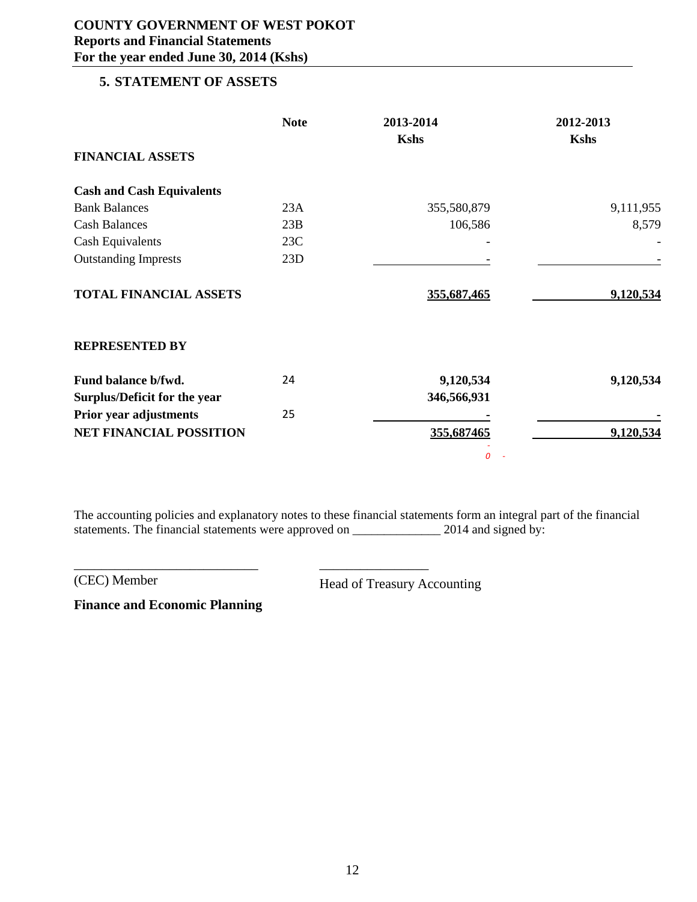## 5. STATEMENT OF ASSETS

| | Note | 2013-2014 Kshs | 2012-2013 Kshs |
|---|---|---|---|
| **FINANCIAL ASSETS** | | | |
| **Cash and Cash Equivalents** | | | |
| Bank Balances | 23A | 355,580,879 | 9,111,955 |
| Cash Balances | 23B | 106,586 | 8,579 |
| Cash Equivalents | 23C | - | - |
| Outstanding Imprests | 23D | - | - |
| **TOTAL FINANCIAL ASSETS** | | **355,687,465** | **9,120,534** |
| **REPRESENTED BY** | | | |
| **Fund balance b/fwd.** | 24 | **9,120,534** | **9,120,534** |
| **Surplus/Deficit for the year** | | **346,566,931** | |
| **Prior year adjustments** | 25 | **-** | **-** |
| **NET FINANCIAL POSSITION** | | **355,687465** | **9,120,534** |
| | | *0* - | |

The accounting policies and explanatory notes to these financial statements form an integral part of the financial statements. The financial statements were approved on ______________ 2014 and signed by:

___________________________ ________________

(CEC) Member Head of Treasury Accounting

**Finance and Economic Planning**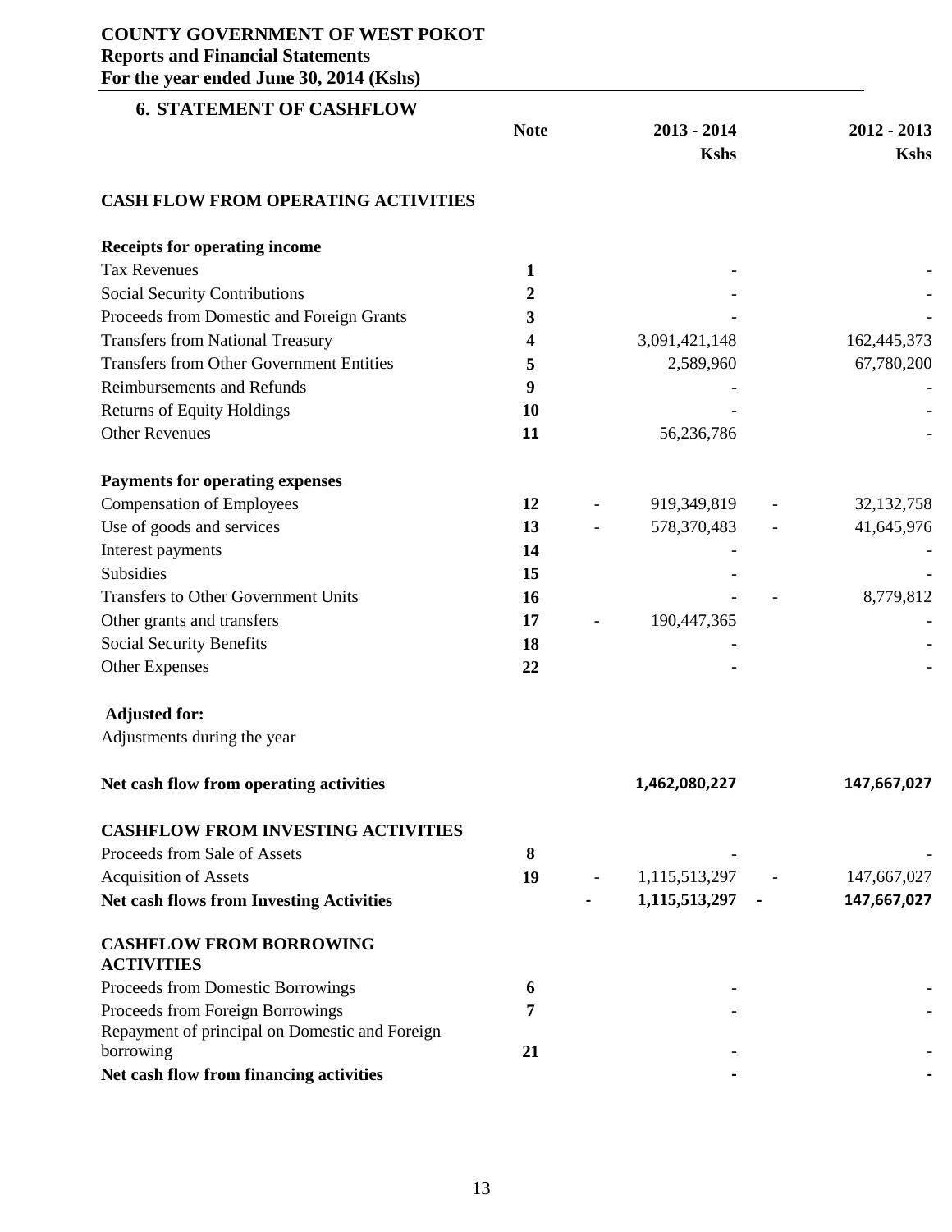**COUNTY GOVERNMENT OF WEST POKOT**
**Reports and Financial Statements**
**For the year ended June 30, 2014 (Kshs)**

## 6. STATEMENT OF CASHFLOW

| | Note | 2013 - 2014 Kshs | 2012 - 2013 Kshs |
|---|---|---|---|
| **CASH FLOW FROM OPERATING ACTIVITIES** | | | |
| **Receipts for operating income** | | | |
| Tax Revenues | 1 | - | - |
| Social Security Contributions | 2 | - | - |
| Proceeds from Domestic and Foreign Grants | 3 | - | - |
| Transfers from National Treasury | 4 | 3,091,421,148 | 162,445,373 |
| Transfers from Other Government Entities | 5 | 2,589,960 | 67,780,200 |
| Reimbursements and Refunds | 9 | - | - |
| Returns of Equity Holdings | 10 | - | - |
| Other Revenues | 11 | 56,236,786 | - |
| **Payments for operating expenses** | | | |
| Compensation of Employees | 12 | - 919,349,819 | - 32,132,758 |
| Use of goods and services | 13 | - 578,370,483 | - 41,645,976 |
| Interest payments | 14 | - | - |
| Subsidies | 15 | - | - |
| Transfers to Other Government Units | 16 | - | - 8,779,812 |
| Other grants and transfers | 17 | - 190,447,365 | - |
| Social Security Benefits | 18 | - | - |
| Other Expenses | 22 | - | - |
| **Adjusted for:** | | | |
| Adjustments during the year | | | |
| **Net cash flow from operating activities** | | **1,462,080,227** | **147,667,027** |
| **CASHFLOW FROM INVESTING ACTIVITIES** | | | |
| Proceeds from Sale of Assets | 8 | - | - |
| Acquisition of Assets | 19 | - 1,115,513,297 | - 147,667,027 |
| **Net cash flows from Investing Activities** | | **- 1,115,513,297** | **- 147,667,027** |
| **CASHFLOW FROM BORROWING ACTIVITIES** | | | |
| Proceeds from Domestic Borrowings | 6 | - | - |
| Proceeds from Foreign Borrowings | 7 | - | - |
| Repayment of principal on Domestic and Foreign borrowing | 21 | - | - |
| **Net cash flow from financing activities** | | **-** | **-** |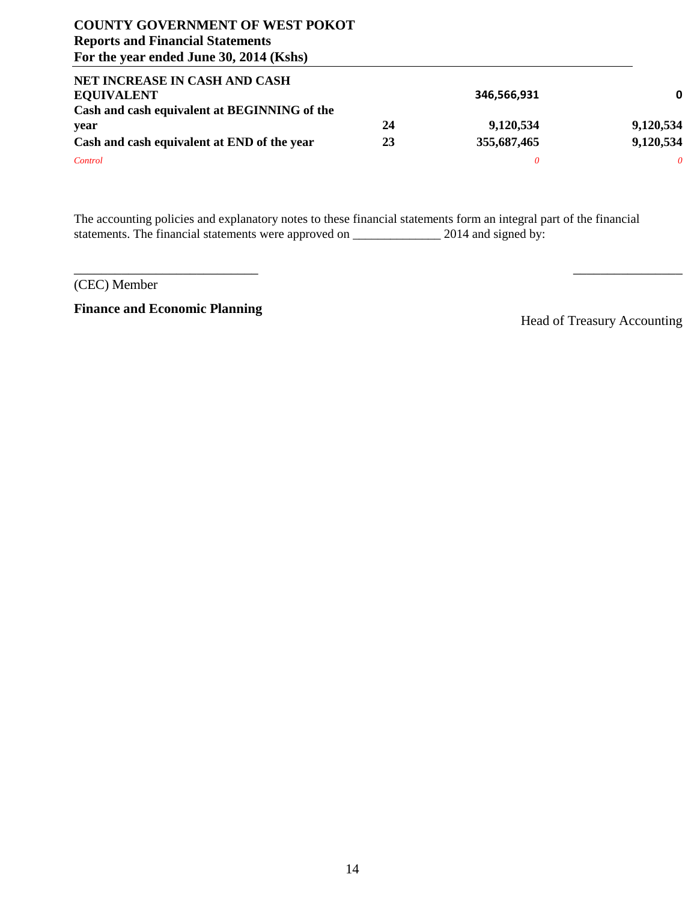**COUNTY GOVERNMENT OF WEST POKOT**
**Reports and Financial Statements**
**For the year ended June 30, 2014 (Kshs)**

| | | | |
|---|---|---|---|
| **NET INCREASE IN CASH AND CASH EQUIVALENT** | | **346,566,931** | **0** |
| **Cash and cash equivalent at BEGINNING of the year** | **24** | **9,120,534** | **9,120,534** |
| **Cash and cash equivalent at END of the year** | **23** | **355,687,465** | **9,120,534** |
| *Control* | | *0* | *0* |

The accounting policies and explanatory notes to these financial statements form an integral part of the financial statements. The financial statements were approved on ______________ 2014 and signed by:

____________________________ ________________

(CEC) Member

**Finance and Economic Planning**

Head of Treasury Accounting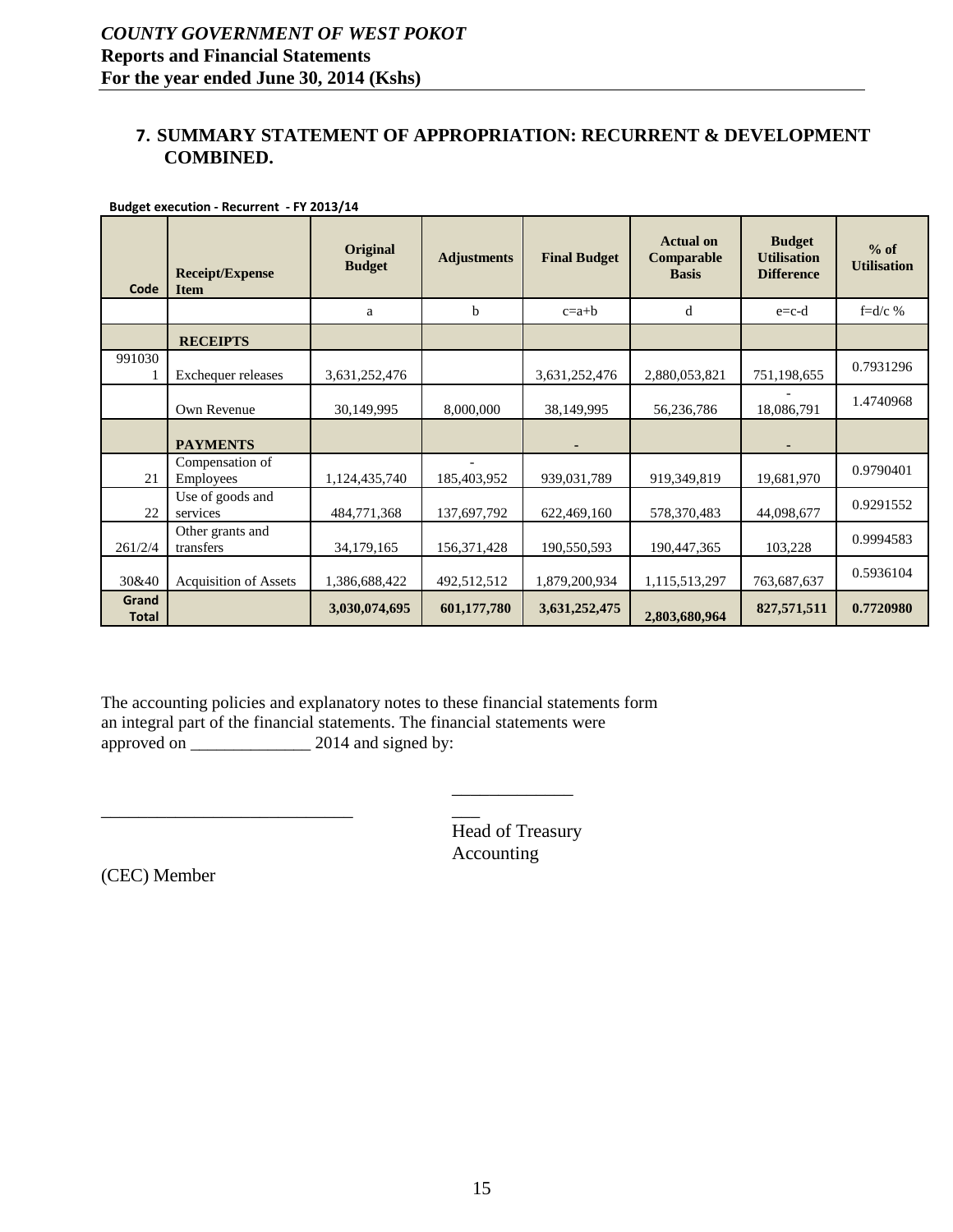## 7. SUMMARY STATEMENT OF APPROPRIATION: RECURRENT & DEVELOPMENT COMBINED.

**Budget execution - Recurrent - FY 2013/14**

| Code | Receipt/Expense Item | Original Budget | Adjustments | Final Budget | Actual on Comparable Basis | Budget Utilisation Difference | % of Utilisation |
|---|---|---|---|---|---|---|---|
| | | a | b | c=a+b | d | e=c-d | f=d/c % |
| | **RECEIPTS** | | | | | | |
| 9910301 | Exchequer releases | 3,631,252,476 | | 3,631,252,476 | 2,880,053,821 | 751,198,655 | 0.7931296 |
| | Own Revenue | 30,149,995 | 8,000,000 | 38,149,995 | 56,236,786 | -18,086,791 | 1.4740968 |
| | **PAYMENTS** | | | - | | - | |
| 21 | Compensation of Employees | 1,124,435,740 | -185,403,952 | 939,031,789 | 919,349,819 | 19,681,970 | 0.9790401 |
| 22 | Use of goods and services | 484,771,368 | 137,697,792 | 622,469,160 | 578,370,483 | 44,098,677 | 0.9291552 |
| 261/2/4 | Other grants and transfers | 34,179,165 | 156,371,428 | 190,550,593 | 190,447,365 | 103,228 | 0.9994583 |
| 30&40 | Acquisition of Assets | 1,386,688,422 | 492,512,512 | 1,879,200,934 | 1,115,513,297 | 763,687,637 | 0.5936104 |
| **Grand Total** | | **3,030,074,695** | **601,177,780** | **3,631,252,475** | **2,803,680,964** | **827,571,511** | **0.7720980** |

The accounting policies and explanatory notes to these financial statements form an integral part of the financial statements. The financial statements were approved on ______________ 2014 and signed by:

____________________________ ________________

(CEC) Member Head of Treasury Accounting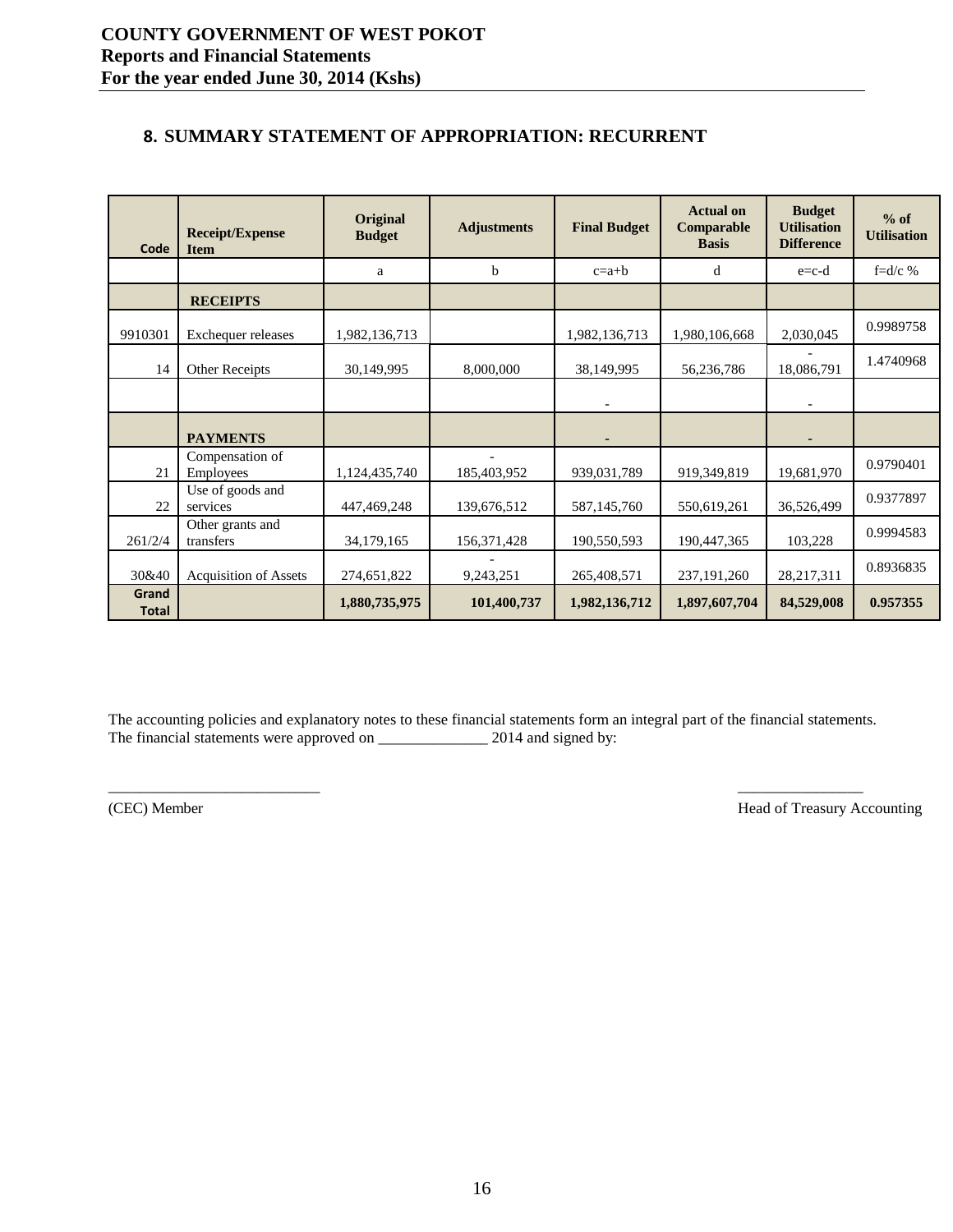# 8. SUMMARY STATEMENT OF APPROPRIATION: RECURRENT

| Code | Receipt/Expense Item | Original Budget | Adjustments | Final Budget | Actual on Comparable Basis | Budget Utilisation Difference | % of Utilisation |
|---|---|---|---|---|---|---|---|
| | | a | b | c=a+b | d | e=c-d | f=d/c % |
| | **RECEIPTS** | | | | | | |
| 9910301 | Exchequer releases | 1,982,136,713 | | 1,982,136,713 | 1,980,106,668 | 2,030,045 | 0.9989758 |
| 14 | Other Receipts | 30,149,995 | 8,000,000 | 38,149,995 | 56,236,786 | -18,086,791 | 1.4740968 |
| | | | | - | | - | |
| | **PAYMENTS** | | | - | | - | |
| 21 | Compensation of Employees | 1,124,435,740 | -185,403,952 | 939,031,789 | 919,349,819 | 19,681,970 | 0.9790401 |
| 22 | Use of goods and services | 447,469,248 | 139,676,512 | 587,145,760 | 550,619,261 | 36,526,499 | 0.9377897 |
| 261/2/4 | Other grants and transfers | 34,179,165 | 156,371,428 | 190,550,593 | 190,447,365 | 103,228 | 0.9994583 |
| 30&40 | Acquisition of Assets | 274,651,822 | -9,243,251 | 265,408,571 | 237,191,260 | 28,217,311 | 0.8936835 |
| **Grand Total** | | **1,880,735,975** | **101,400,737** | **1,982,136,712** | **1,897,607,704** | **84,529,008** | **0.957355** |

The accounting policies and explanatory notes to these financial statements form an integral part of the financial statements.
The financial statements were approved on ______________ 2014 and signed by:

___________________________ ________________

(CEC) Member Head of Treasury Accounting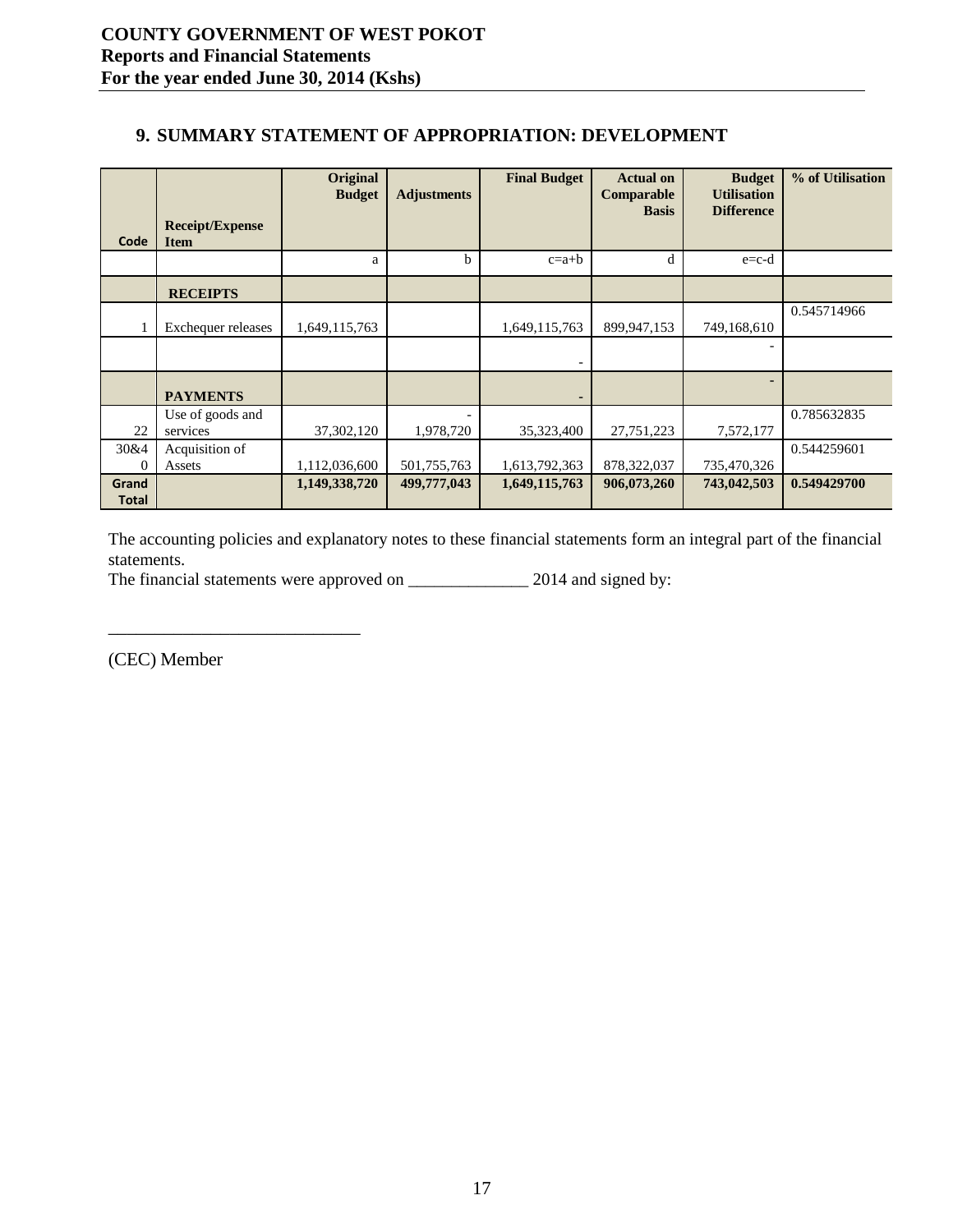**COUNTY GOVERNMENT OF WEST POKOT**
**Reports and Financial Statements**
**For the year ended June 30, 2014 (Kshs)**

## 9. SUMMARY STATEMENT OF APPROPRIATION: DEVELOPMENT

| Code | Receipt/Expense Item | Original Budget | Adjustments | Final Budget | Actual on Comparable Basis | Budget Utilisation Difference | % of Utilisation |
|---|---|---|---|---|---|---|---|
| | | a | b | c=a+b | d | e=c-d | |
| | **RECEIPTS** | | | | | | |
| 1 | Exchequer releases | 1,649,115,763 | | 1,649,115,763 | 899,947,153 | 749,168,610 | 0.545714966 |
| | | | | - | | - | |
| | **PAYMENTS** | | | **-** | | **-** | |
| 22 | Use of goods and services | 37,302,120 | -1,978,720 | 35,323,400 | 27,751,223 | 7,572,177 | 0.785632835 |
| 30&40 | Acquisition of Assets | 1,112,036,600 | 501,755,763 | 1,613,792,363 | 878,322,037 | 735,470,326 | 0.544259601 |
| **Grand Total** | | **1,149,338,720** | **499,777,043** | **1,649,115,763** | **906,073,260** | **743,042,503** | **0.549429700** |

The accounting policies and explanatory notes to these financial statements form an integral part of the financial statements.
The financial statements were approved on _____________ 2014 and signed by:

___________________________

(CEC) Member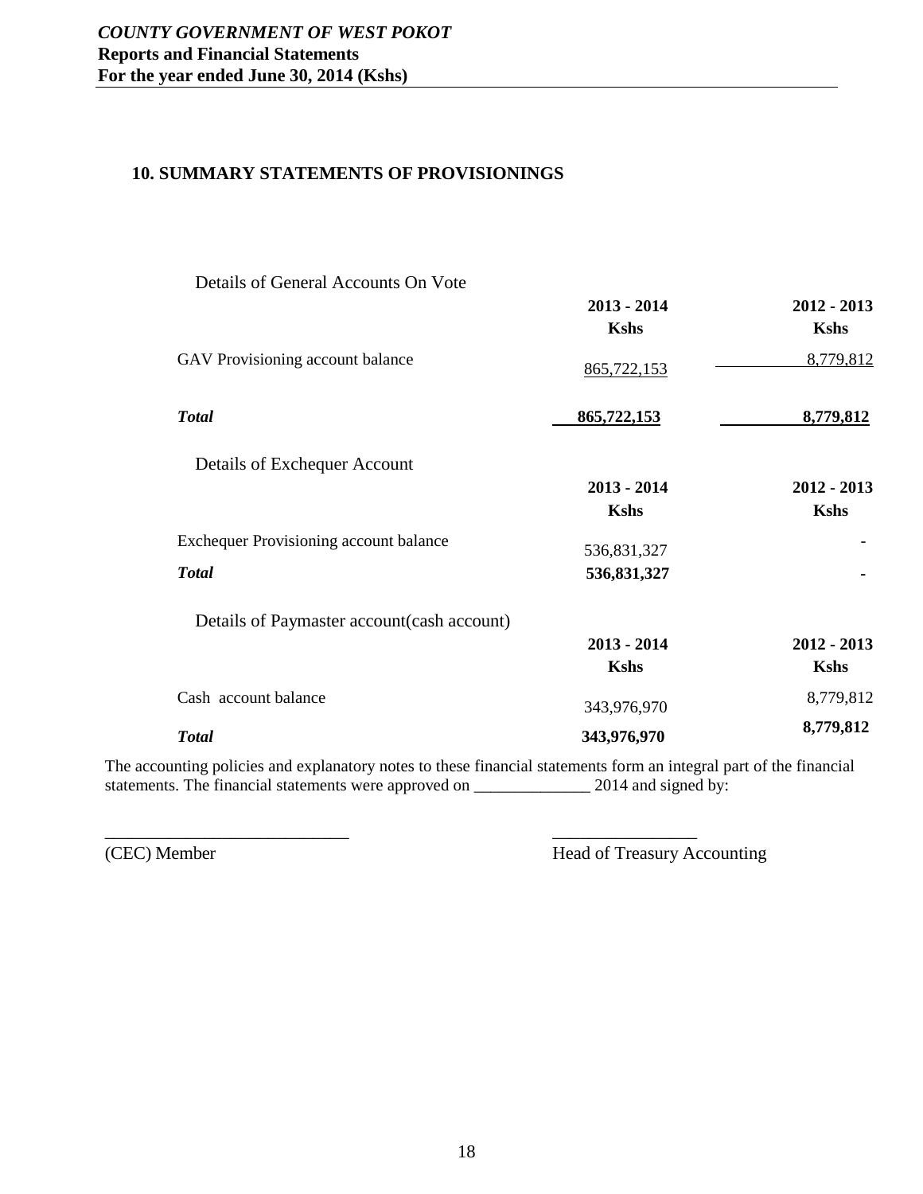## 10. SUMMARY STATEMENTS OF PROVISIONINGS

Details of General Accounts On Vote

| | 2013 - 2014 Kshs | 2012 - 2013 Kshs |
|---|---|---|
| GAV Provisioning account balance | 865,722,153 | 8,779,812 |
| ***Total*** | **865,722,153** | **8,779,812** |

Details of Exchequer Account

| | 2013 - 2014 Kshs | 2012 - 2013 Kshs |
|---|---|---|
| Exchequer Provisioning account balance | 536,831,327 | - |
| ***Total*** | **536,831,327** | **-** |

Details of Paymaster account(cash account)

| | 2013 - 2014 Kshs | 2012 - 2013 Kshs |
|---|---|---|
| Cash account balance | 343,976,970 | 8,779,812 |
| ***Total*** | **343,976,970** | **8,779,812** |

The accounting policies and explanatory notes to these financial statements form an integral part of the financial statements. The financial statements were approved on ______________ 2014 and signed by:

___________________________ ________________

(CEC) Member Head of Treasury Accounting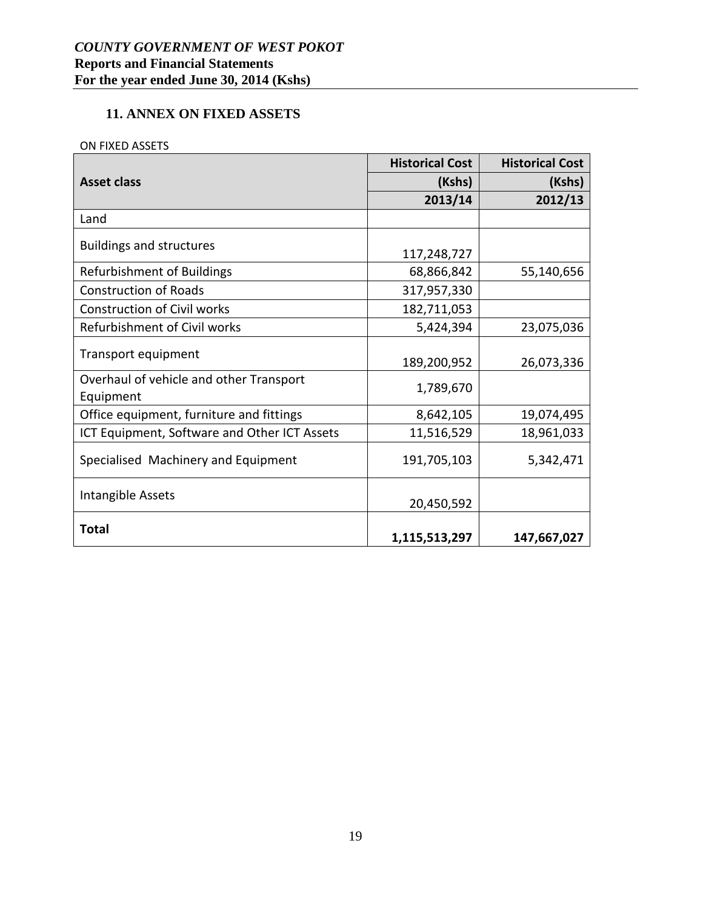## 11. ANNEX ON FIXED ASSETS

ON FIXED ASSETS

| Asset class | Historical Cost (Kshs) 2013/14 | Historical Cost (Kshs) 2012/13 |
|---|---:|---:|
| Land | | |
| Buildings and structures | 117,248,727 | |
| Refurbishment of Buildings | 68,866,842 | 55,140,656 |
| Construction of Roads | 317,957,330 | |
| Construction of Civil works | 182,711,053 | |
| Refurbishment of Civil works | 5,424,394 | 23,075,036 |
| Transport equipment | 189,200,952 | 26,073,336 |
| Overhaul of vehicle and other Transport Equipment | 1,789,670 | |
| Office equipment, furniture and fittings | 8,642,105 | 19,074,495 |
| ICT Equipment, Software and Other ICT Assets | 11,516,529 | 18,961,033 |
| Specialised Machinery and Equipment | 191,705,103 | 5,342,471 |
| Intangible Assets | 20,450,592 | |
| **Total** | **1,115,513,297** | **147,667,027** |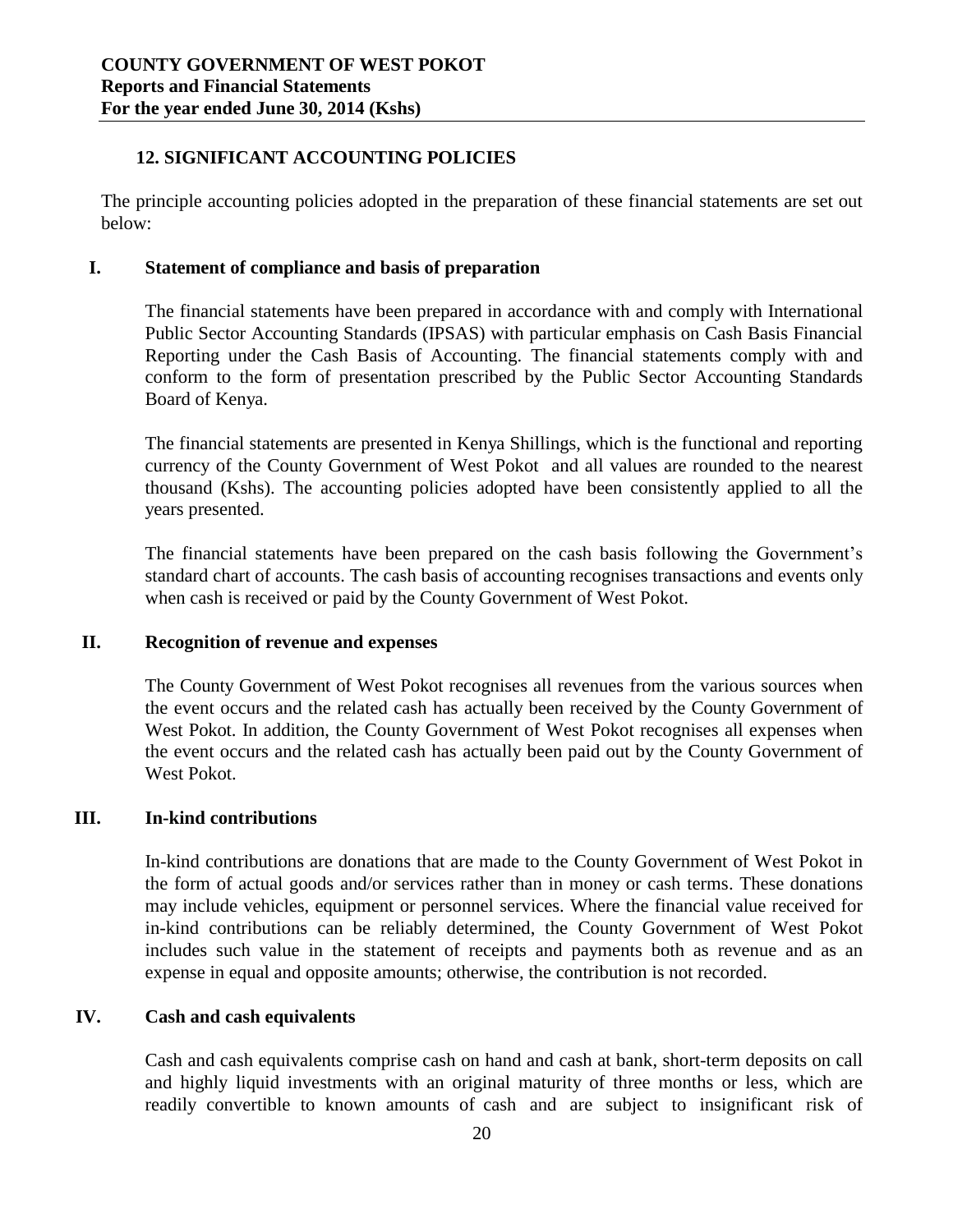## 12. SIGNIFICANT ACCOUNTING POLICIES

The principle accounting policies adopted in the preparation of these financial statements are set out below:

### I. Statement of compliance and basis of preparation

The financial statements have been prepared in accordance with and comply with International Public Sector Accounting Standards (IPSAS) with particular emphasis on Cash Basis Financial Reporting under the Cash Basis of Accounting. The financial statements comply with and conform to the form of presentation prescribed by the Public Sector Accounting Standards Board of Kenya.

The financial statements are presented in Kenya Shillings, which is the functional and reporting currency of the County Government of West Pokot and all values are rounded to the nearest thousand (Kshs). The accounting policies adopted have been consistently applied to all the years presented.

The financial statements have been prepared on the cash basis following the Government's standard chart of accounts. The cash basis of accounting recognises transactions and events only when cash is received or paid by the County Government of West Pokot.

### II. Recognition of revenue and expenses

The County Government of West Pokot recognises all revenues from the various sources when the event occurs and the related cash has actually been received by the County Government of West Pokot. In addition, the County Government of West Pokot recognises all expenses when the event occurs and the related cash has actually been paid out by the County Government of West Pokot.

### III. In-kind contributions

In-kind contributions are donations that are made to the County Government of West Pokot in the form of actual goods and/or services rather than in money or cash terms. These donations may include vehicles, equipment or personnel services. Where the financial value received for in-kind contributions can be reliably determined, the County Government of West Pokot includes such value in the statement of receipts and payments both as revenue and as an expense in equal and opposite amounts; otherwise, the contribution is not recorded.

### IV. Cash and cash equivalents

Cash and cash equivalents comprise cash on hand and cash at bank, short-term deposits on call and highly liquid investments with an original maturity of three months or less, which are readily convertible to known amounts of cash and are subject to insignificant risk of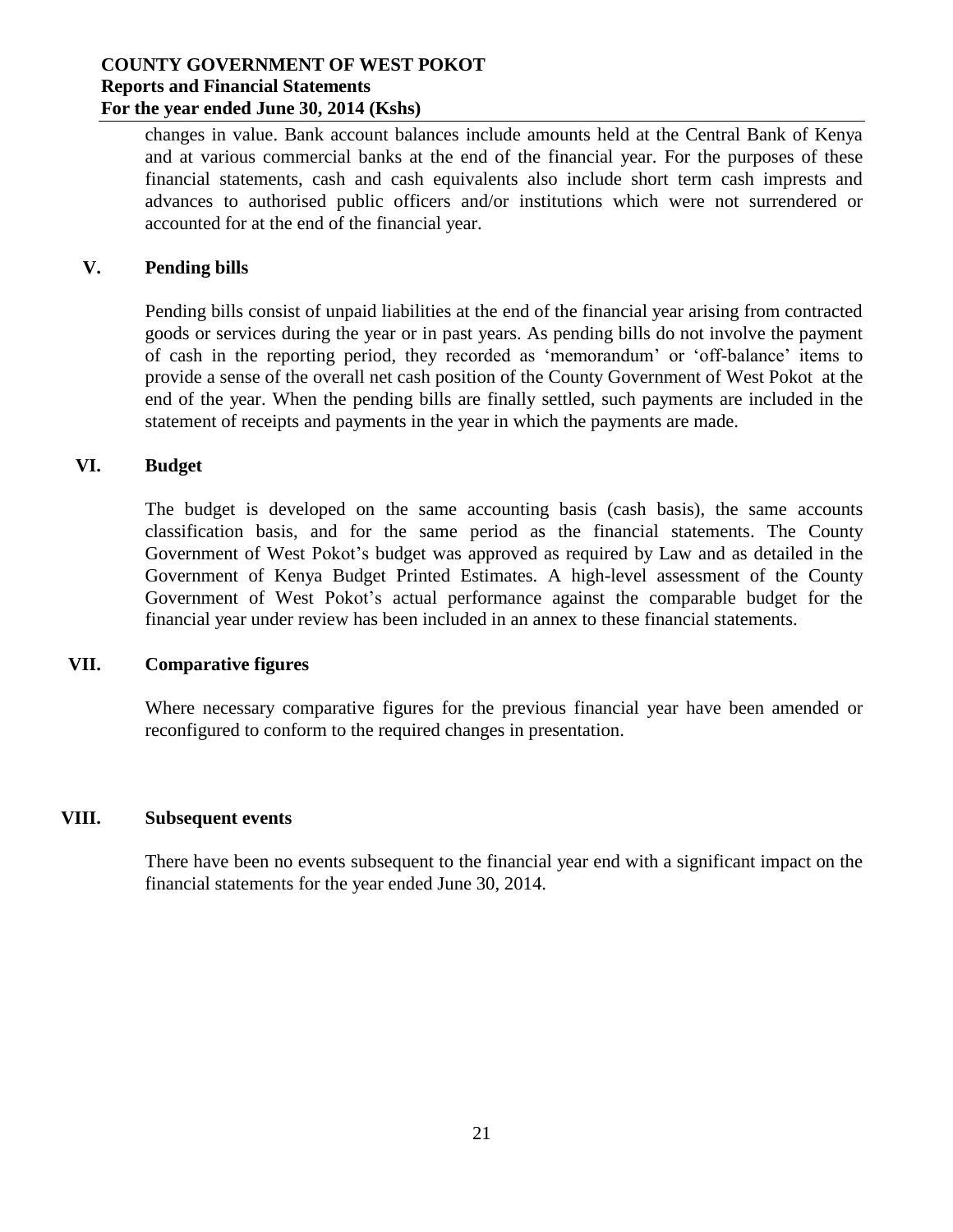changes in value. Bank account balances include amounts held at the Central Bank of Kenya and at various commercial banks at the end of the financial year. For the purposes of these financial statements, cash and cash equivalents also include short term cash imprests and advances to authorised public officers and/or institutions which were not surrendered or accounted for at the end of the financial year.

## V. Pending bills

Pending bills consist of unpaid liabilities at the end of the financial year arising from contracted goods or services during the year or in past years. As pending bills do not involve the payment of cash in the reporting period, they recorded as 'memorandum' or 'off-balance' items to provide a sense of the overall net cash position of the County Government of West Pokot at the end of the year. When the pending bills are finally settled, such payments are included in the statement of receipts and payments in the year in which the payments are made.

## VI. Budget

The budget is developed on the same accounting basis (cash basis), the same accounts classification basis, and for the same period as the financial statements. The County Government of West Pokot's budget was approved as required by Law and as detailed in the Government of Kenya Budget Printed Estimates. A high-level assessment of the County Government of West Pokot's actual performance against the comparable budget for the financial year under review has been included in an annex to these financial statements.

## VII. Comparative figures

Where necessary comparative figures for the previous financial year have been amended or reconfigured to conform to the required changes in presentation.

## VIII. Subsequent events

There have been no events subsequent to the financial year end with a significant impact on the financial statements for the year ended June 30, 2014.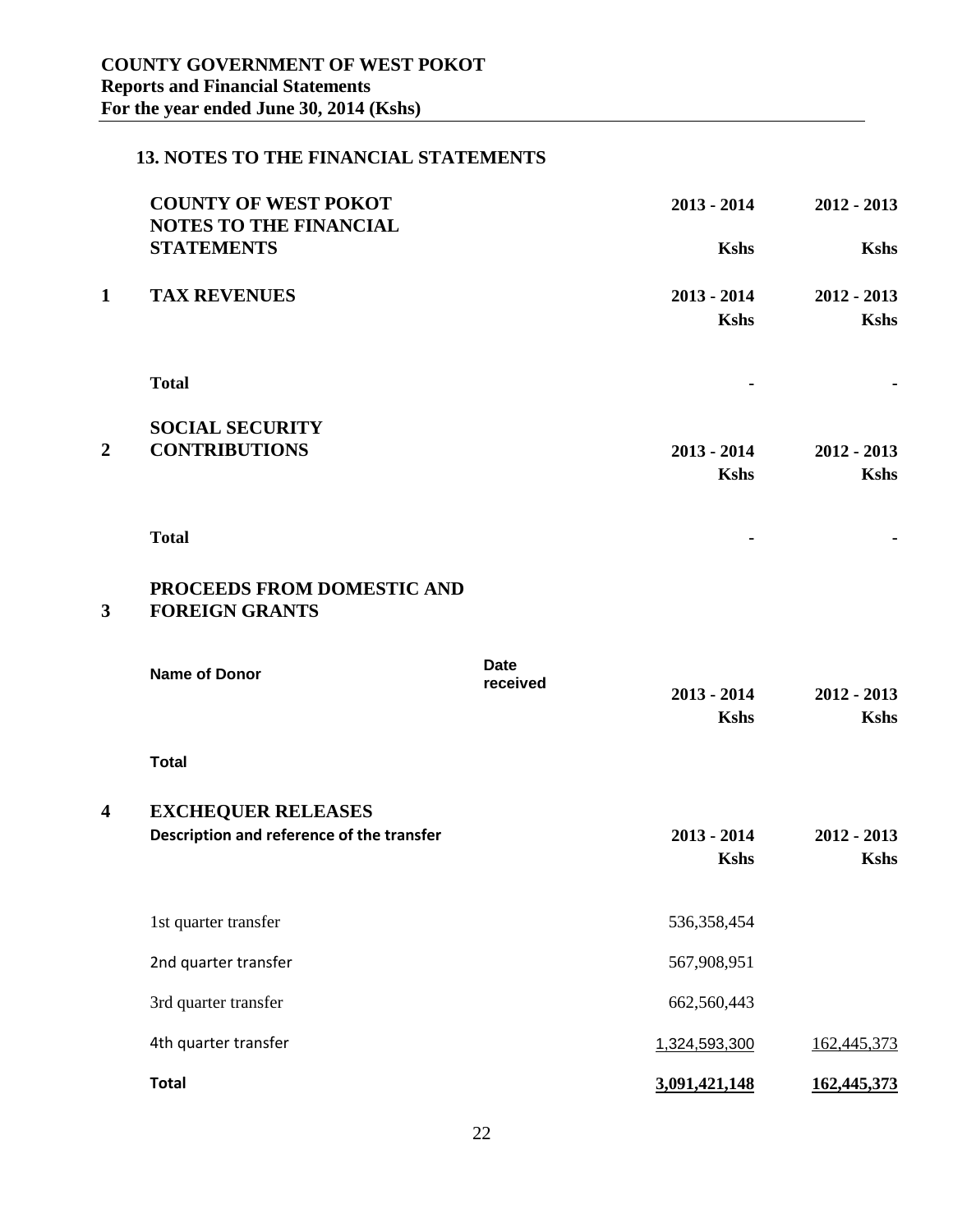## 13. NOTES TO THE FINANCIAL STATEMENTS

| COUNTY OF WEST POKOT NOTES TO THE FINANCIAL STATEMENTS | 2013 - 2014 | 2012 - 2013 |
|---|---|---|
| | Kshs | Kshs |

### 1 TAX REVENUES

| | 2013 - 2014 | 2012 - 2013 |
|---|---|---|
| | Kshs | Kshs |
| **Total** | - | - |

### 2 SOCIAL SECURITY CONTRIBUTIONS

| | 2013 - 2014 | 2012 - 2013 |
|---|---|---|
| | Kshs | Kshs |
| **Total** | - | - |

### 3 PROCEEDS FROM DOMESTIC AND FOREIGN GRANTS

| Name of Donor | Date received | 2013 - 2014 | 2012 - 2013 |
|---|---|---|---|
| | | Kshs | Kshs |
| **Total** | | | |

### 4 EXCHEQUER RELEASES

| Description and reference of the transfer | 2013 - 2014 | 2012 - 2013 |
|---|---|---|
| | Kshs | Kshs |
| 1st quarter transfer | 536,358,454 | |
| 2nd quarter transfer | 567,908,951 | |
| 3rd quarter transfer | 662,560,443 | |
| 4th quarter transfer | 1,324,593,300 | 162,445,373 |
| **Total** | **3,091,421,148** | **162,445,373** |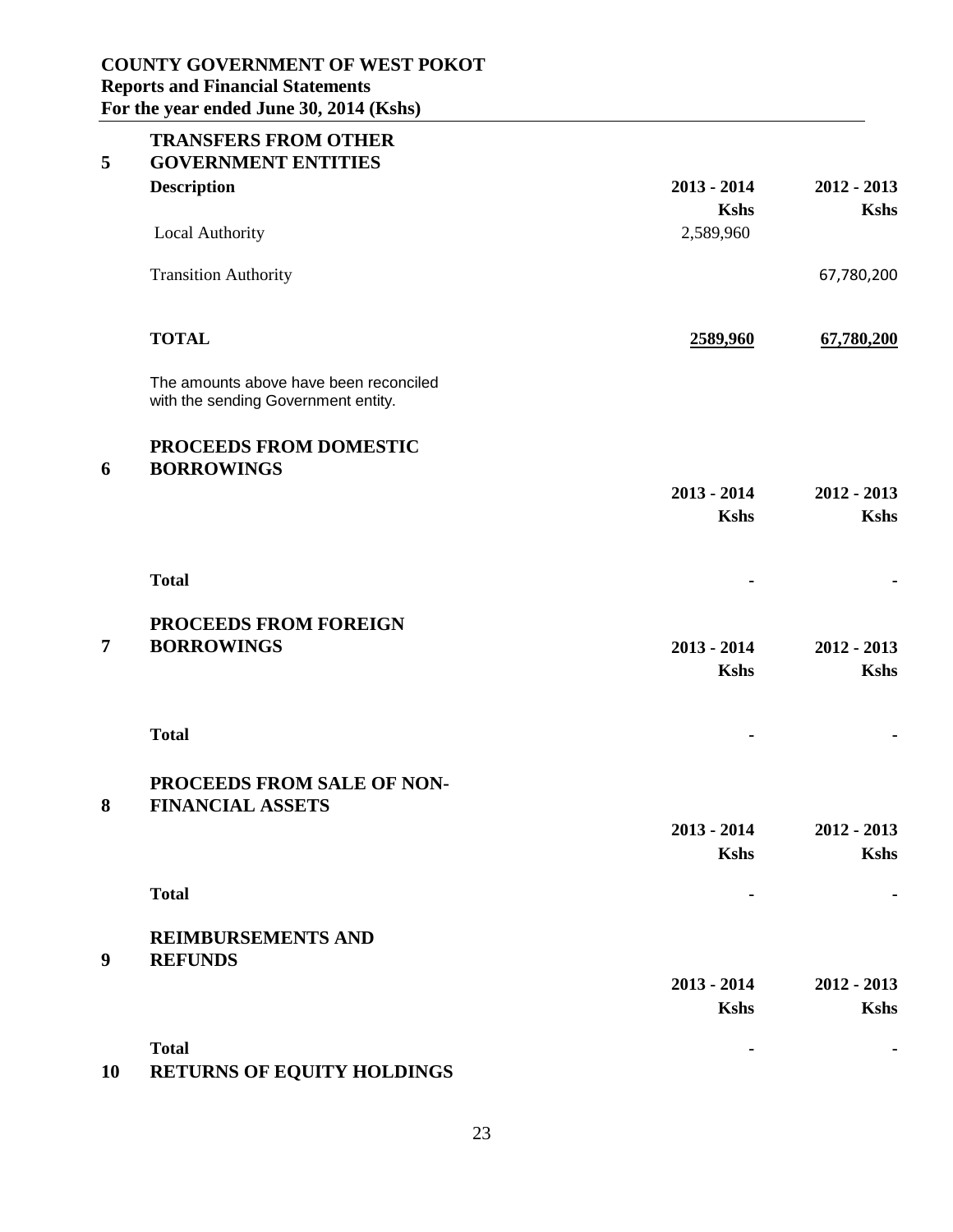## 5 TRANSFERS FROM OTHER GOVERNMENT ENTITIES

| Description | 2013 - 2014 | 2012 - 2013 |
|---|---|---|
| | Kshs | Kshs |
| Local Authority | 2,589,960 | |
| Transition Authority | | 67,780,200 |
| **TOTAL** | **2589,960** | **67,780,200** |

The amounts above have been reconciled with the sending Government entity.

## 6 PROCEEDS FROM DOMESTIC BORROWINGS

| | 2013 - 2014 | 2012 - 2013 |
|---|---|---|
| | Kshs | Kshs |
| **Total** | - | - |

## 7 PROCEEDS FROM FOREIGN BORROWINGS

| | 2013 - 2014 | 2012 - 2013 |
|---|---|---|
| | Kshs | Kshs |
| **Total** | - | - |

## 8 PROCEEDS FROM SALE OF NON-FINANCIAL ASSETS

| | 2013 - 2014 | 2012 - 2013 |
|---|---|---|
| | Kshs | Kshs |
| **Total** | - | - |

## 9 REIMBURSEMENTS AND REFUNDS

| | 2013 - 2014 | 2012 - 2013 |
|---|---|---|
| | Kshs | Kshs |
| **Total** | - | - |

## 10 RETURNS OF EQUITY HOLDINGS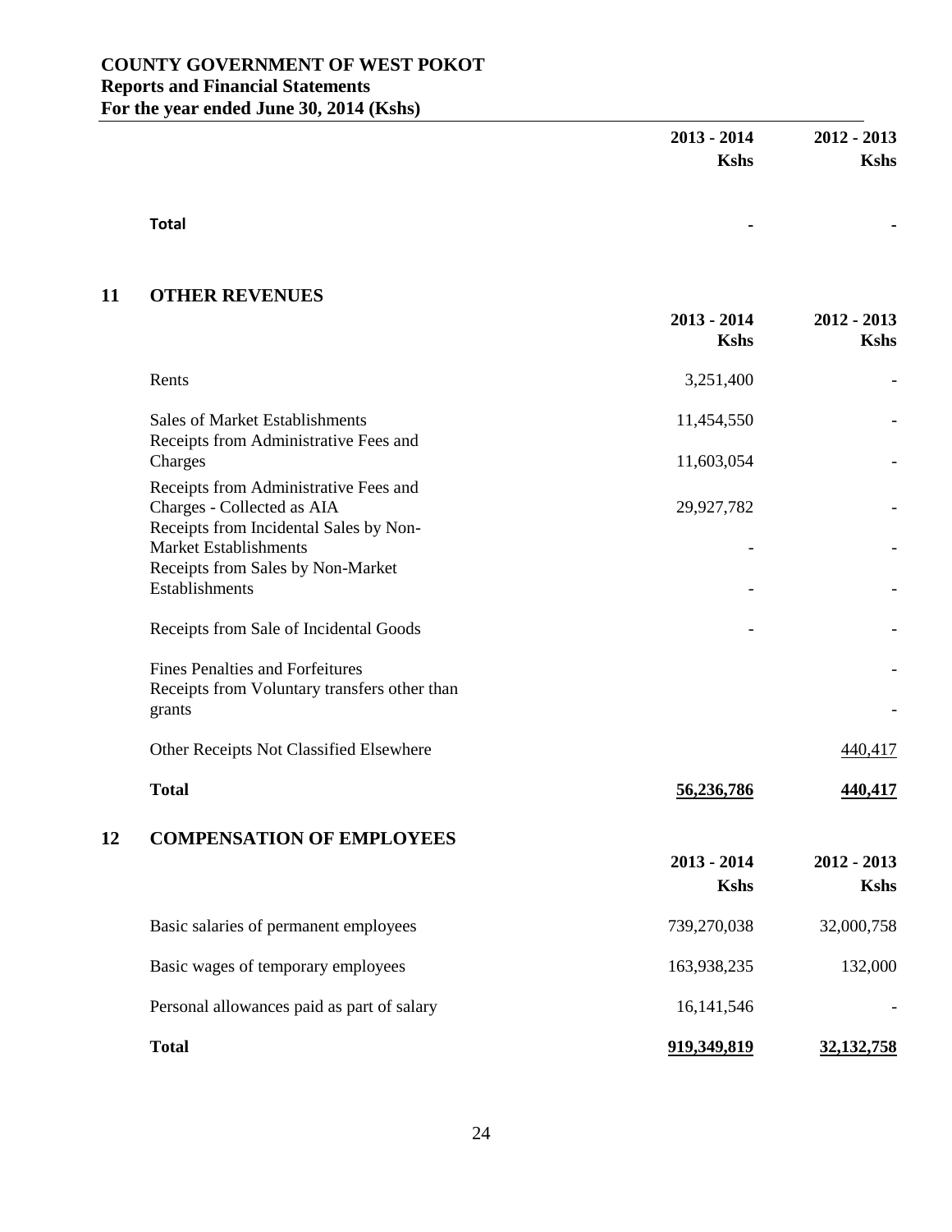| | 2013 - 2014 | 2012 - 2013 |
|---|---|---|
| | Kshs | Kshs |
| **Total** | - | - |

## 11 OTHER REVENUES

| | 2013 - 2014 | 2012 - 2013 |
|---|---|---|
| | Kshs | Kshs |
| Rents | 3,251,400 | - |
| Sales of Market Establishments | 11,454,550 | - |
| Receipts from Administrative Fees and Charges | 11,603,054 | - |
| Receipts from Administrative Fees and Charges - Collected as AIA | 29,927,782 | - |
| Receipts from Incidental Sales by Non-Market Establishments | - | - |
| Receipts from Sales by Non-Market Establishments | - | - |
| Receipts from Sale of Incidental Goods | - | - |
| Fines Penalties and Forfeitures | | - |
| Receipts from Voluntary transfers other than grants | | - |
| Other Receipts Not Classified Elsewhere | | 440,417 |
| **Total** | **56,236,786** | **440,417** |

## 12 COMPENSATION OF EMPLOYEES

| | 2013 - 2014 | 2012 - 2013 |
|---|---|---|
| | Kshs | Kshs |
| Basic salaries of permanent employees | 739,270,038 | 32,000,758 |
| Basic wages of temporary employees | 163,938,235 | 132,000 |
| Personal allowances paid as part of salary | 16,141,546 | - |
| **Total** | **919,349,819** | **32,132,758** |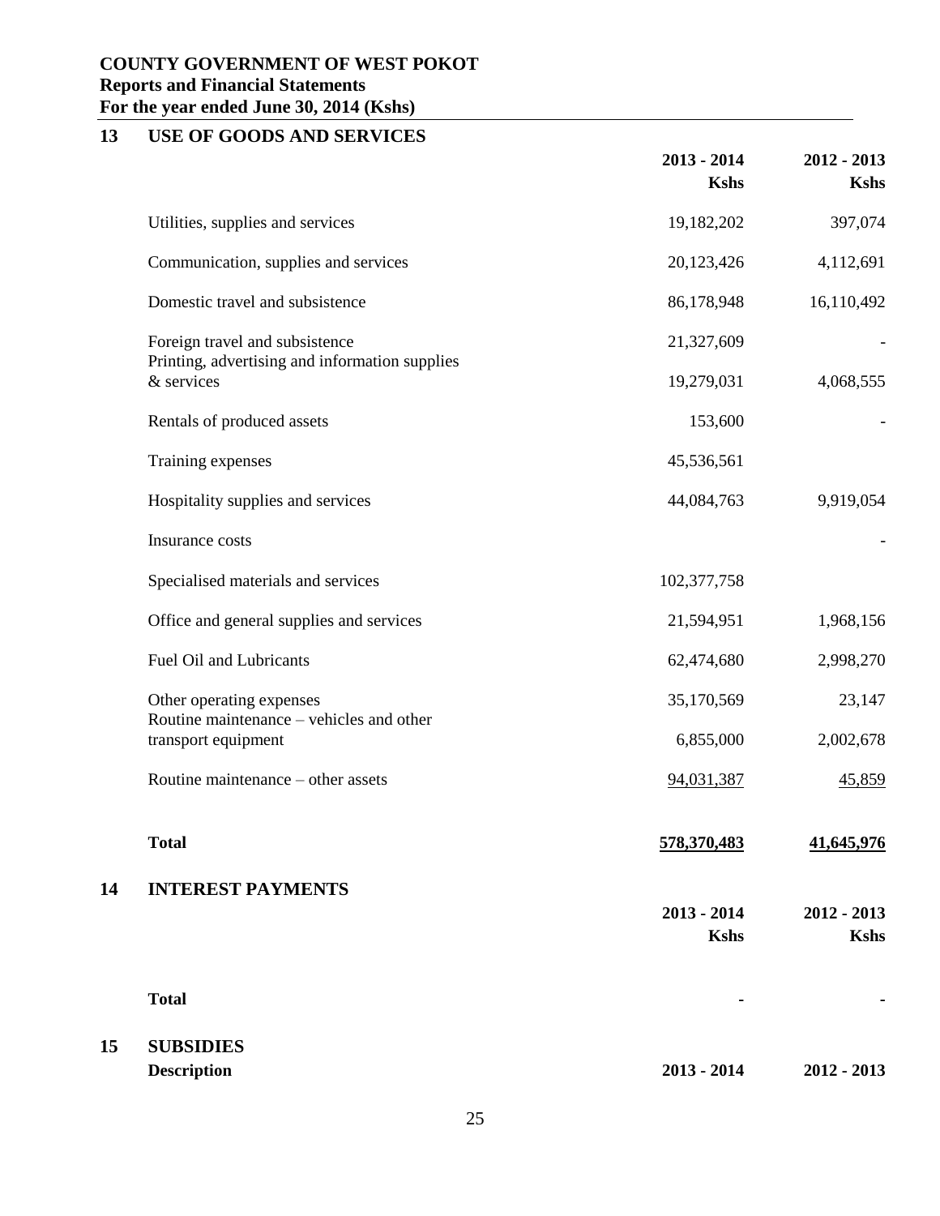## 13 USE OF GOODS AND SERVICES

| | 2013 - 2014<br>Kshs | 2012 - 2013<br>Kshs |
|---|---|---|
| Utilities, supplies and services | 19,182,202 | 397,074 |
| Communication, supplies and services | 20,123,426 | 4,112,691 |
| Domestic travel and subsistence | 86,178,948 | 16,110,492 |
| Foreign travel and subsistence | 21,327,609 | - |
| Printing, advertising and information supplies & services | 19,279,031 | 4,068,555 |
| Rentals of produced assets | 153,600 | - |
| Training expenses | 45,536,561 | |
| Hospitality supplies and services | 44,084,763 | 9,919,054 |
| Insurance costs | | - |
| Specialised materials and services | 102,377,758 | |
| Office and general supplies and services | 21,594,951 | 1,968,156 |
| Fuel Oil and Lubricants | 62,474,680 | 2,998,270 |
| Other operating expenses | 35,170,569 | 23,147 |
| Routine maintenance – vehicles and other transport equipment | 6,855,000 | 2,002,678 |
| Routine maintenance – other assets | 94,031,387 | 45,859 |
| **Total** | **578,370,483** | **41,645,976** |

## 14 INTEREST PAYMENTS

| | 2013 - 2014<br>Kshs | 2012 - 2013<br>Kshs |
|---|---|---|
| **Total** | **-** | **-** |

## 15 SUBSIDIES

| **Description** | **2013 - 2014** | **2012 - 2013** |
|---|---|---|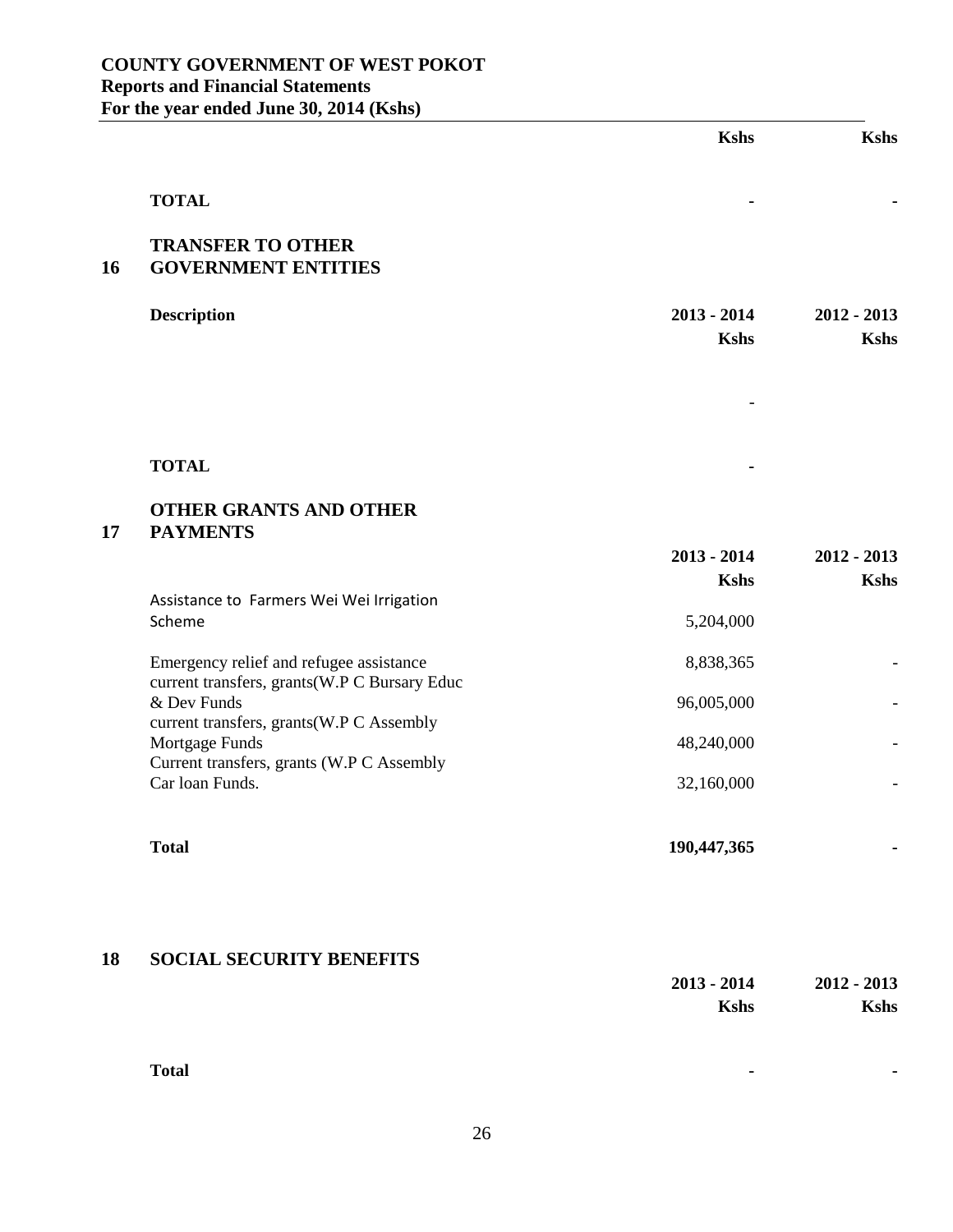| | Kshs | Kshs |
|---|---|---|
| **TOTAL** | **-** | **-** |

## 16 TRANSFER TO OTHER GOVERNMENT ENTITIES

| **Description** | **2013 - 2014 Kshs** | **2012 - 2013 Kshs** |
|---|---|---|
| | - | |
| **TOTAL** | **-** | |

## 17 OTHER GRANTS AND OTHER PAYMENTS

| | **2013 - 2014 Kshs** | **2012 - 2013 Kshs** |
|---|---|---|
| Assistance to Farmers Wei Wei Irrigation Scheme | 5,204,000 | |
| Emergency relief and refugee assistance | 8,838,365 | - |
| current transfers, grants(W.P C Bursary Educ & Dev Funds | 96,005,000 | - |
| current transfers, grants(W.P C Assembly Mortgage Funds | 48,240,000 | - |
| Current transfers, grants (W.P C Assembly Car loan Funds. | 32,160,000 | - |
| **Total** | **190,447,365** | **-** |

## 18 SOCIAL SECURITY BENEFITS

| | **2013 - 2014 Kshs** | **2012 - 2013 Kshs** |
|---|---|---|
| **Total** | **-** | **-** |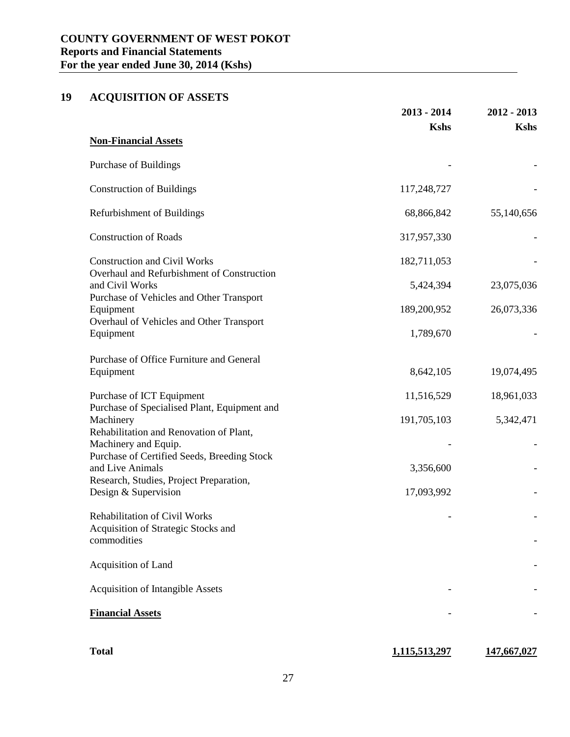## 19 ACQUISITION OF ASSETS

| | 2013 - 2014 | 2012 - 2013 |
|---|---|---|
| | Kshs | Kshs |
| **Non-Financial Assets** | | |
| Purchase of Buildings | - | - |
| Construction of Buildings | 117,248,727 | - |
| Refurbishment of Buildings | 68,866,842 | 55,140,656 |
| Construction of Roads | 317,957,330 | - |
| Construction and Civil Works | 182,711,053 | - |
| Overhaul and Refurbishment of Construction and Civil Works | 5,424,394 | 23,075,036 |
| Purchase of Vehicles and Other Transport Equipment | 189,200,952 | 26,073,336 |
| Overhaul of Vehicles and Other Transport Equipment | 1,789,670 | - |
| Purchase of Office Furniture and General Equipment | 8,642,105 | 19,074,495 |
| Purchase of ICT Equipment | 11,516,529 | 18,961,033 |
| Purchase of Specialised Plant, Equipment and Machinery | 191,705,103 | 5,342,471 |
| Rehabilitation and Renovation of Plant, Machinery and Equip. | - | - |
| Purchase of Certified Seeds, Breeding Stock and Live Animals | 3,356,600 | - |
| Research, Studies, Project Preparation, Design & Supervision | 17,093,992 | - |
| Rehabilitation of Civil Works | - | - |
| Acquisition of Strategic Stocks and commodities | | - |
| Acquisition of Land | | - |
| Acquisition of Intangible Assets | - | - |
| **Financial Assets** | - | - |
| **Total** | **1,115,513,297** | **147,667,027** |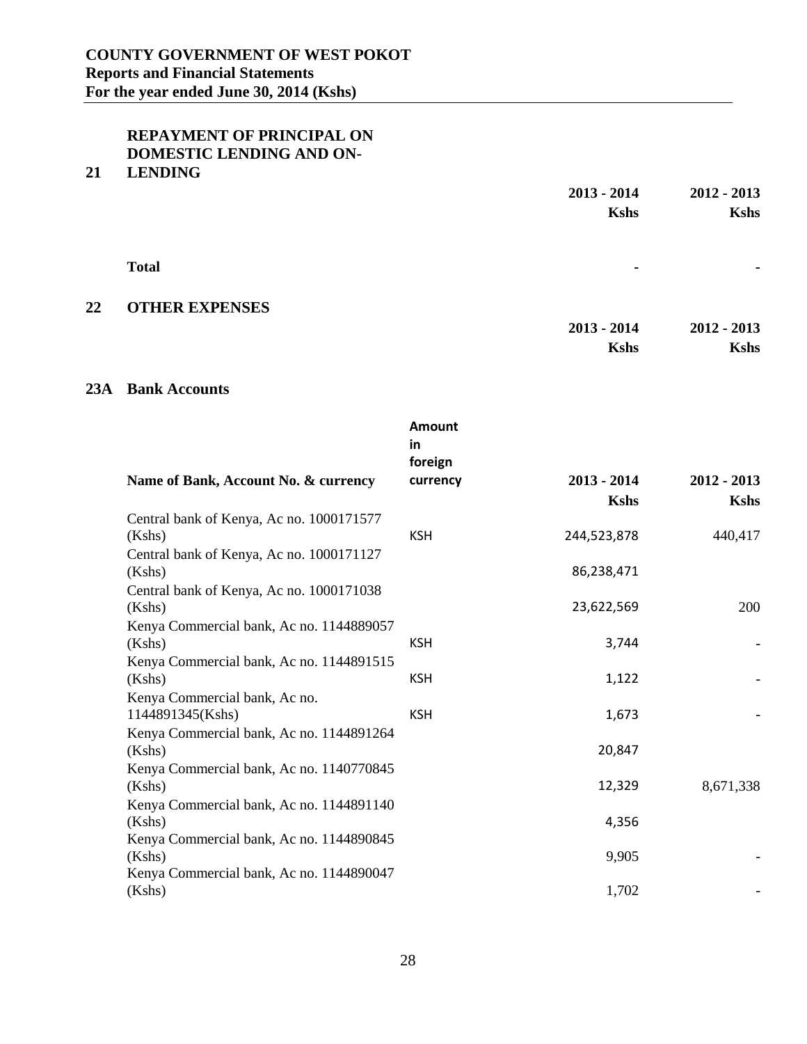## 21 REPAYMENT OF PRINCIPAL ON DOMESTIC LENDING AND ON-LENDING

| | 2013 - 2014 | 2012 - 2013 |
|---|---|---|
| | Kshs | Kshs |
| **Total** | - | - |

## 22 OTHER EXPENSES

| | 2013 - 2014 | 2012 - 2013 |
|---|---|---|
| | Kshs | Kshs |

## 23A Bank Accounts

| Name of Bank, Account No. & currency | Amount in foreign currency | 2013 - 2014 | 2012 - 2013 |
|---|---|---|---|
| | | Kshs | Kshs |
| Central bank of Kenya, Ac no. 1000171577 (Kshs) | KSH | 244,523,878 | 440,417 |
| Central bank of Kenya, Ac no. 1000171127 (Kshs) | | 86,238,471 | |
| Central bank of Kenya, Ac no. 1000171038 (Kshs) | | 23,622,569 | 200 |
| Kenya Commercial bank, Ac no. 1144889057 (Kshs) | KSH | 3,744 | - |
| Kenya Commercial bank, Ac no. 1144891515 (Kshs) | KSH | 1,122 | - |
| Kenya Commercial bank, Ac no. 1144891345(Kshs) | KSH | 1,673 | - |
| Kenya Commercial bank, Ac no. 1144891264 (Kshs) | | 20,847 | |
| Kenya Commercial bank, Ac no. 1140770845 (Kshs) | | 12,329 | 8,671,338 |
| Kenya Commercial bank, Ac no. 1144891140 (Kshs) | | 4,356 | |
| Kenya Commercial bank, Ac no. 1144890845 (Kshs) | | 9,905 | - |
| Kenya Commercial bank, Ac no. 1144890047 (Kshs) | | 1,702 | - |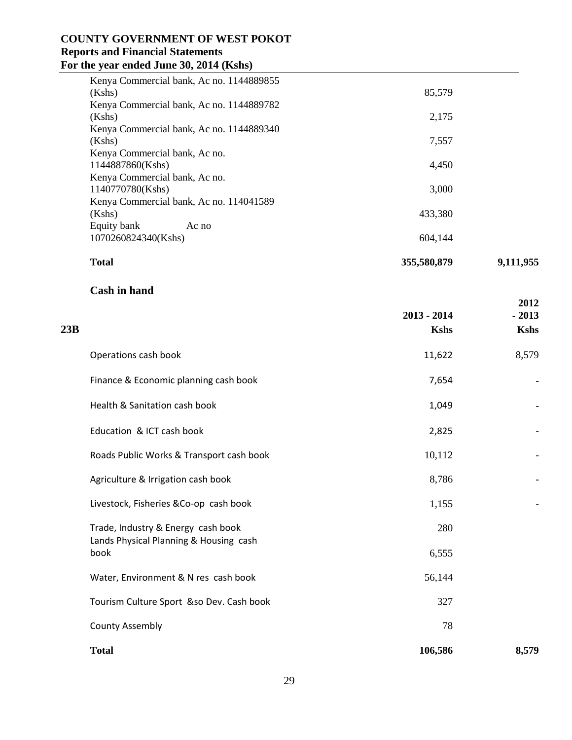| | | |
|---|---|---|
| Kenya Commercial bank, Ac no. 1144889855 (Kshs) | 85,579 | |
| Kenya Commercial bank, Ac no. 1144889782 (Kshs) | 2,175 | |
| Kenya Commercial bank, Ac no. 1144889340 (Kshs) | 7,557 | |
| Kenya Commercial bank, Ac no. 1144887860(Kshs) | 4,450 | |
| Kenya Commercial bank, Ac no. 1140770780(Kshs) | 3,000 | |
| Kenya Commercial bank, Ac no. 114041589 (Kshs) | 433,380 | |
| Equity bank Ac no 1070260824340(Kshs) | 604,144 | |
| **Total** | **355,580,879** | **9,111,955** |

**Cash in hand**

| 23B | 2013 - 2014 Kshs | 2012 - 2013 Kshs |
|---|---|---|
| Operations cash book | 11,622 | 8,579 |
| Finance & Economic planning cash book | 7,654 | - |
| Health & Sanitation cash book | 1,049 | - |
| Education & ICT cash book | 2,825 | - |
| Roads Public Works & Transport cash book | 10,112 | - |
| Agriculture & Irrigation cash book | 8,786 | - |
| Livestock, Fisheries &Co-op cash book | 1,155 | - |
| Trade, Industry & Energy cash book | 280 | |
| Lands Physical Planning & Housing cash book | 6,555 | |
| Water, Environment & N res cash book | 56,144 | |
| Tourism Culture Sport &so Dev. Cash book | 327 | |
| County Assembly | 78 | |
| **Total** | **106,586** | **8,579** |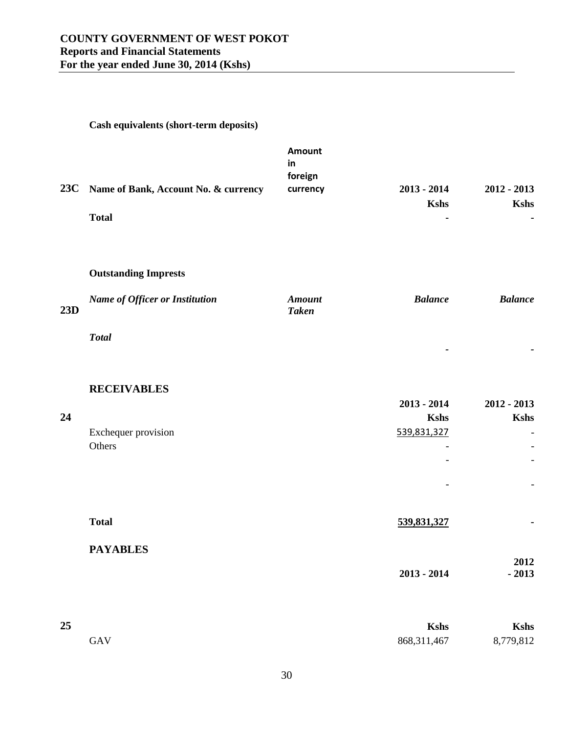**Cash equivalents (short-term deposits)**

| 23C | Name of Bank, Account No. & currency | Amount in foreign currency | 2013 - 2014 | 2012 - 2013 |
|---|---|---|---|---|
| | | | Kshs | Kshs |
| | **Total** | | - | - |

**Outstanding Impressts**

| 23D | *Name of Officer or Institution* | *Amount Taken* | *Balance* | *Balance* |
|---|---|---|---|---|
| | ***Total*** | | - | - |

**RECEIVABLES**

| 24 | | 2013 - 2014 | 2012 - 2013 |
|---|---|---|---|
| | | Kshs | Kshs |
| | Exchequer provision | 539,831,327 | - |
| | Others | - | - |
| | | - | - |
| | | - | - |
| | **Total** | **539,831,327** | - |

**PAYABLES**

| 25 | | 2013 - 2014 | 2012 - 2013 |
|---|---|---|---|
| | | Kshs | Kshs |
| | GAV | 868,311,467 | 8,779,812 |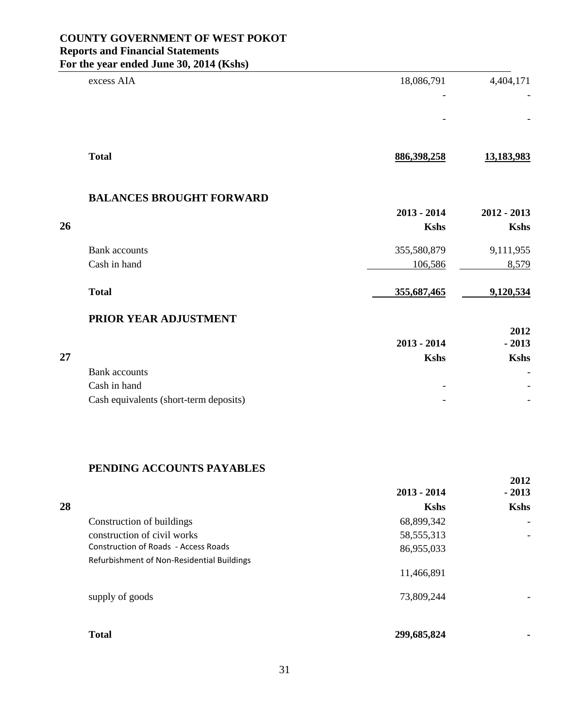| | | | |
|---|---|---|---|
| | excess AIA | 18,086,791 | 4,404,171 |
| | | - | - |
| | | - | - |
| | **Total** | **886,398,258** | **13,183,983** |

## BALANCES BROUGHT FORWARD

| 26 | | 2013 - 2014 Kshs | 2012 - 2013 Kshs |
|---|---|---|---|
| | Bank accounts | 355,580,879 | 9,111,955 |
| | Cash in hand | 106,586 | 8,579 |
| | **Total** | **355,687,465** | **9,120,534** |

## PRIOR YEAR ADJUSTMENT

| 27 | | 2013 - 2014 Kshs | 2012 - 2013 Kshs |
|---|---|---|---|
| | Bank accounts | | - |
| | Cash in hand | - | - |
| | Cash equivalents (short-term deposits) | - | - |

## PENDING ACCOUNTS PAYABLES

| 28 | | 2013 - 2014 Kshs | 2012 - 2013 Kshs |
|---|---|---|---|
| | Construction of buildings | 68,899,342 | - |
| | construction of civil works | 58,555,313 | - |
| | Construction of Roads - Access Roads | 86,955,033 | |
| | Refurbishment of Non-Residential Buildings | 11,466,891 | |
| | supply of goods | 73,809,244 | - |
| | **Total** | **299,685,824** | **-** |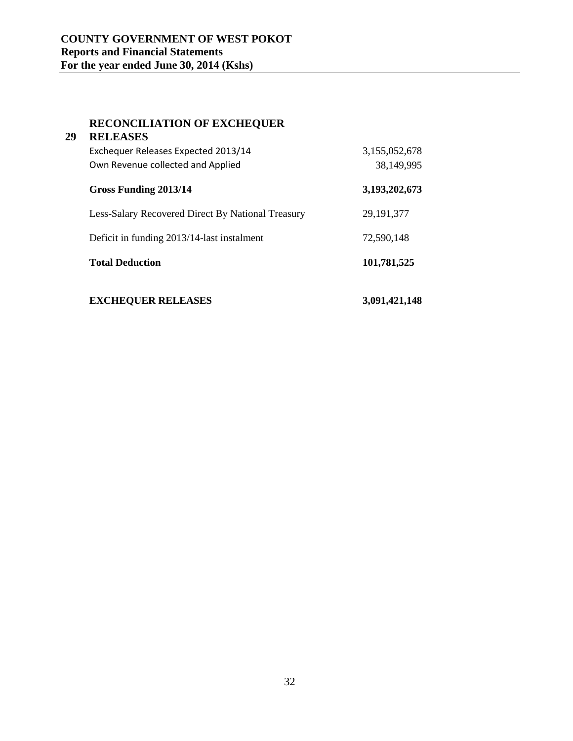## 29 RECONCILIATION OF EXCHEQUER RELEASES

| | |
|---|---|
| Exchequer Releases Expected 2013/14 | 3,155,052,678 |
| Own Revenue collected and Applied | 38,149,995 |
| **Gross Funding 2013/14** | **3,193,202,673** |
| Less-Salary Recovered Direct By National Treasury | 29,191,377 |
| Deficit in funding 2013/14-last instalment | 72,590,148 |
| **Total Deduction** | **101,781,525** |
| **EXCHEQUER RELEASES** | **3,091,421,148** |